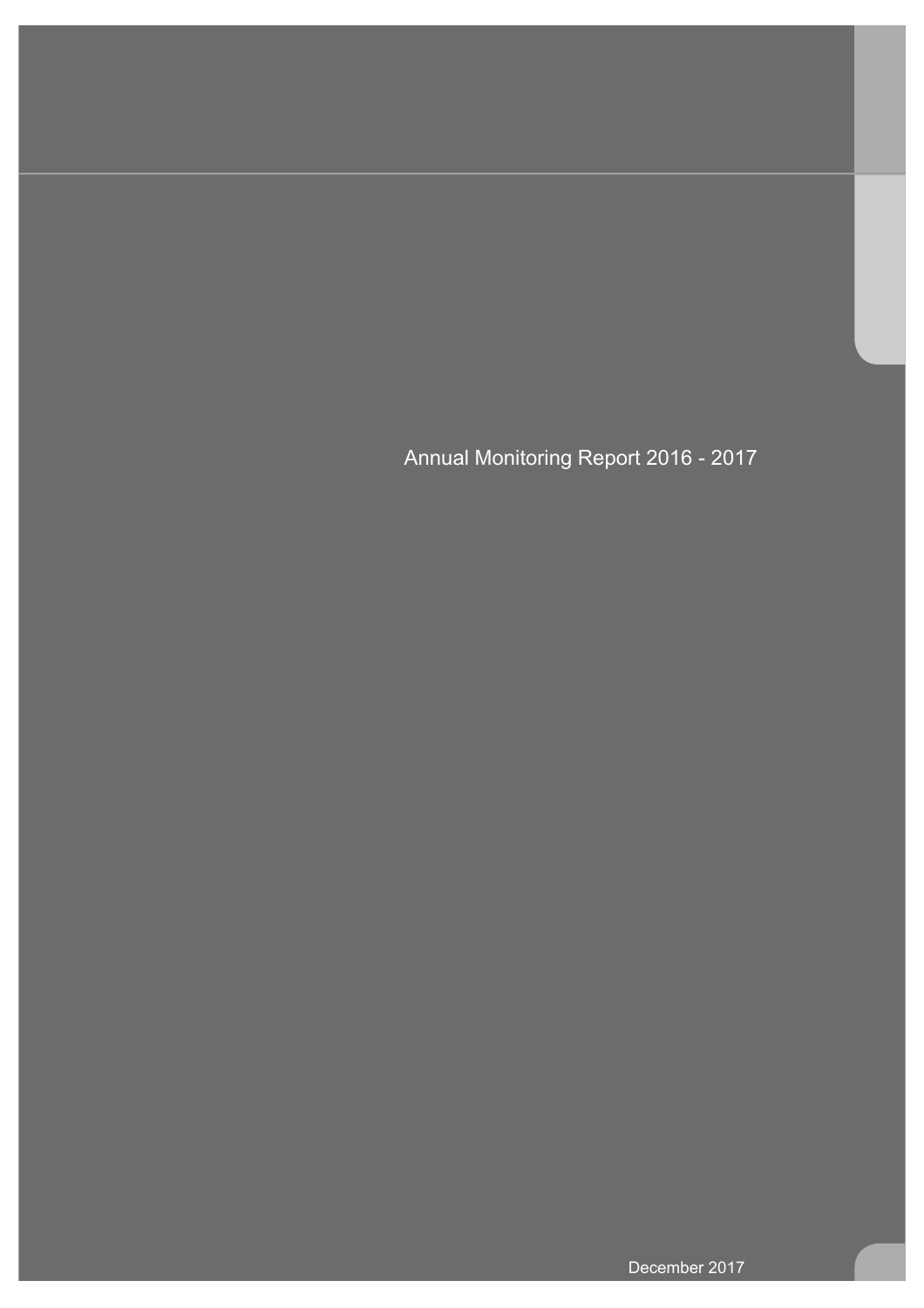# Annual Monitoring Report 2016 - 2017

December 2017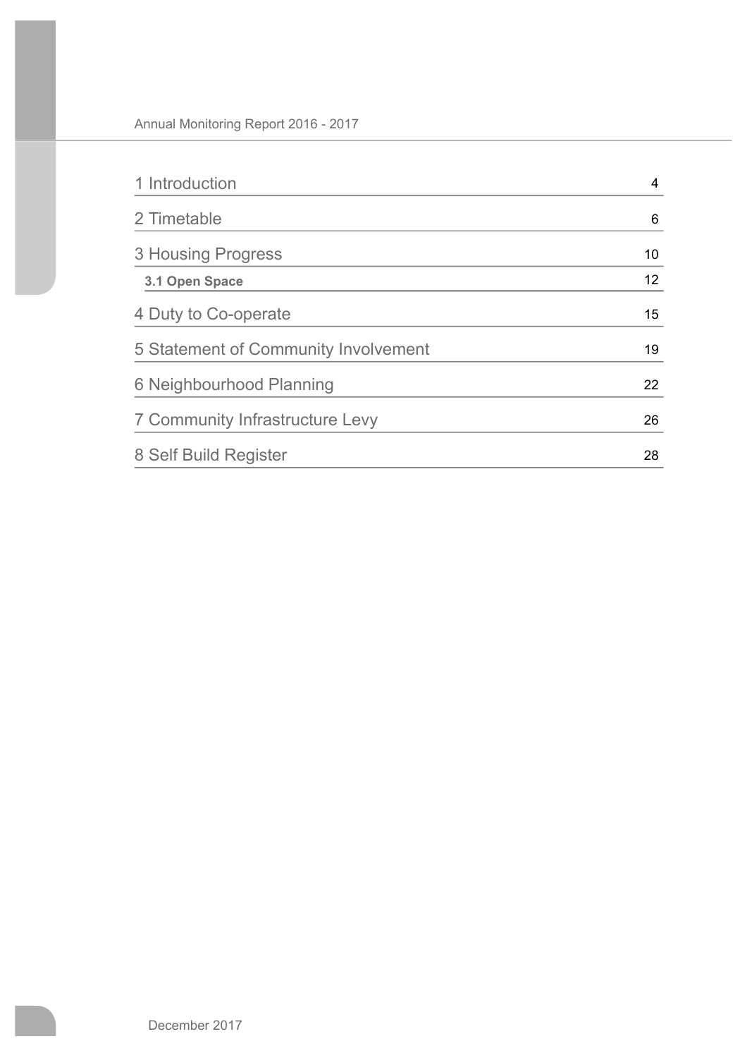| | |
|---|---|
| 1 Introduction | 4 |
| 2 Timetable | 6 |
| 3 Housing Progress | 10 |
| **3.1 Open Space** | 12 |
| 4 Duty to Co-operate | 15 |
| 5 Statement of Community Involvement | 19 |
| 6 Neighbourhood Planning | 22 |
| 7 Community Infrastructure Levy | 26 |
| 8 Self Build Register | 28 |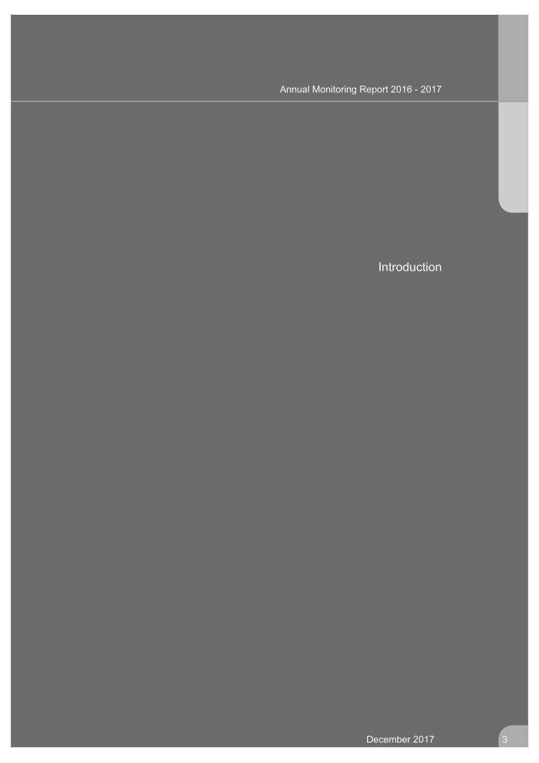# Introduction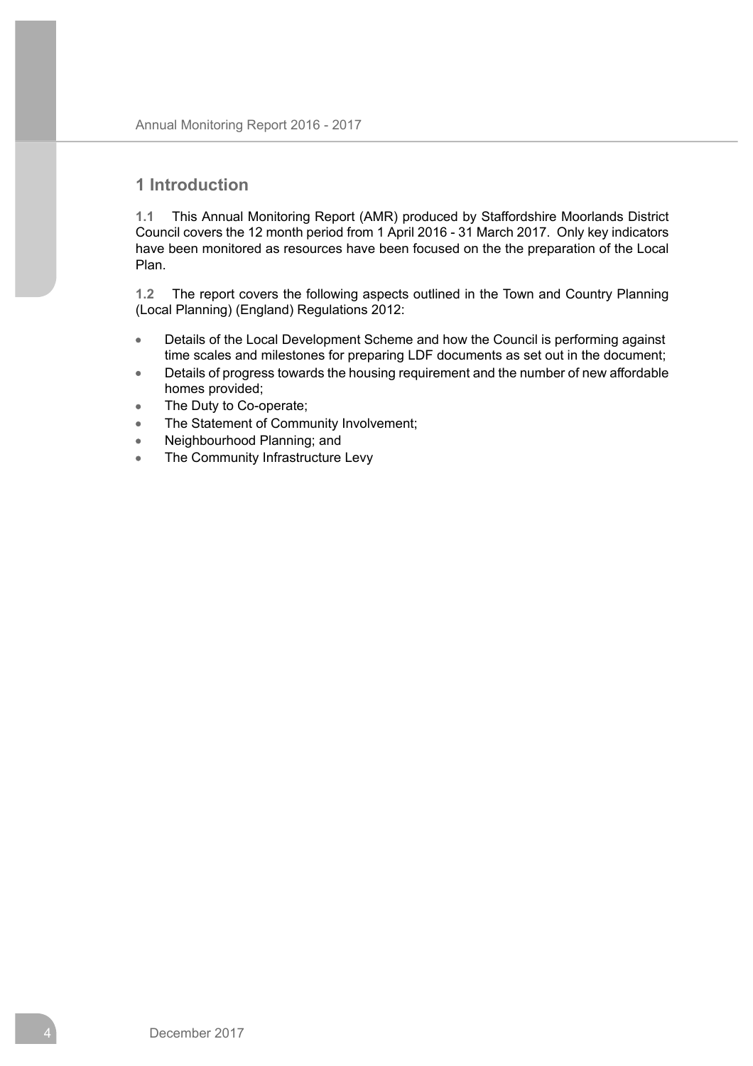# 1 Introduction

**1.1** This Annual Monitoring Report (AMR) produced by Staffordshire Moorlands District Council covers the 12 month period from 1 April 2016 - 31 March 2017. Only key indicators have been monitored as resources have been focused on the the preparation of the Local Plan.

**1.2** The report covers the following aspects outlined in the Town and Country Planning (Local Planning) (England) Regulations 2012:

- Details of the Local Development Scheme and how the Council is performing against time scales and milestones for preparing LDF documents as set out in the document;
- Details of progress towards the housing requirement and the number of new affordable homes provided;
- The Duty to Co-operate;
- The Statement of Community Involvement;
- Neighbourhood Planning; and
- The Community Infrastructure Levy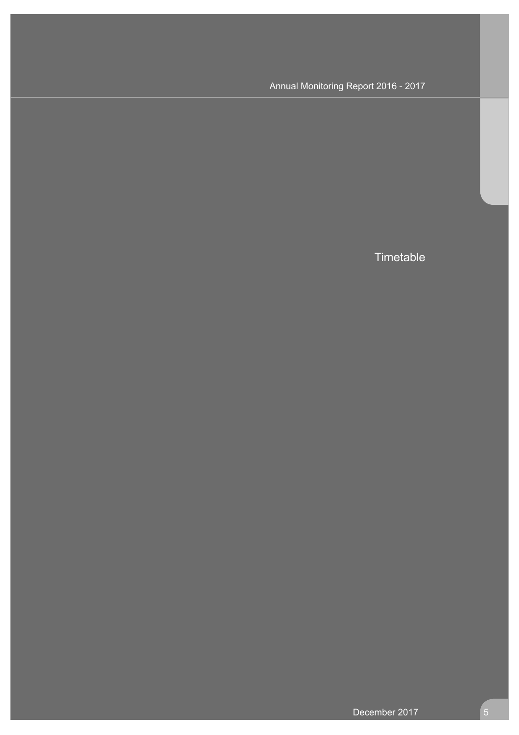# Timetable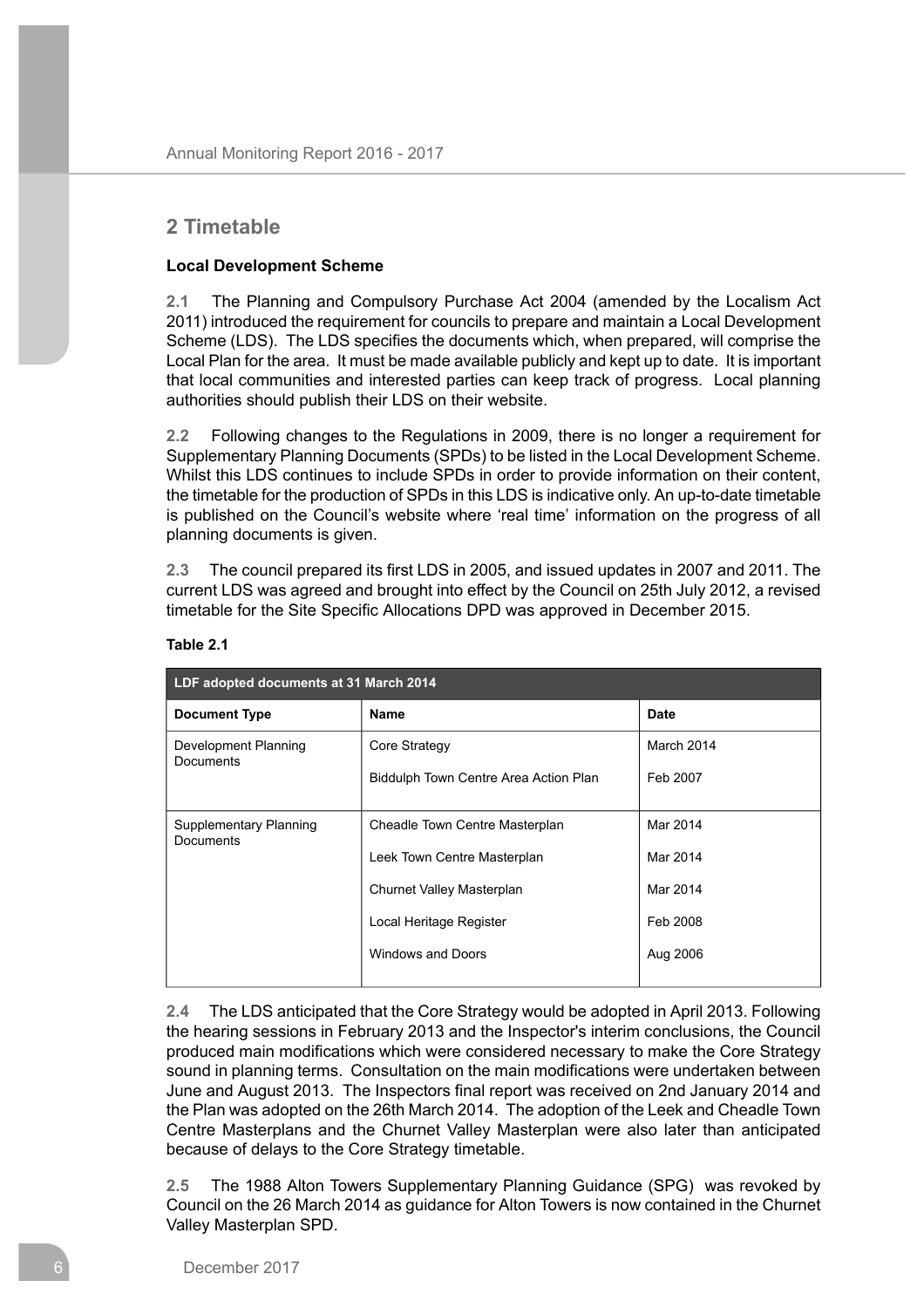## 2 Timetable

### Local Development Scheme

**2.1** The Planning and Compulsory Purchase Act 2004 (amended by the Localism Act 2011) introduced the requirement for councils to prepare and maintain a Local Development Scheme (LDS). The LDS specifies the documents which, when prepared, will comprise the Local Plan for the area. It must be made available publicly and kept up to date. It is important that local communities and interested parties can keep track of progress. Local planning authorities should publish their LDS on their website.

**2.2** Following changes to the Regulations in 2009, there is no longer a requirement for Supplementary Planning Documents (SPDs) to be listed in the Local Development Scheme. Whilst this LDS continues to include SPDs in order to provide information on their content, the timetable for the production of SPDs in this LDS is indicative only. An up-to-date timetable is published on the Council's website where 'real time' information on the progress of all planning documents is given.

**2.3** The council prepared its first LDS in 2005, and issued updates in 2007 and 2011. The current LDS was agreed and brought into effect by the Council on 25th July 2012, a revised timetable for the Site Specific Allocations DPD was approved in December 2015.

**Table 2.1**

| LDF adopted documents at 31 March 2014 | | |
|---|---|---|
| **Document Type** | **Name** | **Date** |
| Development Planning Documents | Core Strategy | March 2014 |
| | Biddulph Town Centre Area Action Plan | Feb 2007 |
| Supplementary Planning Documents | Cheadle Town Centre Masterplan | Mar 2014 |
| | Leek Town Centre Masterplan | Mar 2014 |
| | Churnet Valley Masterplan | Mar 2014 |
| | Local Heritage Register | Feb 2008 |
| | Windows and Doors | Aug 2006 |

**2.4** The LDS anticipated that the Core Strategy would be adopted in April 2013. Following the hearing sessions in February 2013 and the Inspector's interim conclusions, the Council produced main modifications which were considered necessary to make the Core Strategy sound in planning terms. Consultation on the main modifications were undertaken between June and August 2013. The Inspectors final report was received on 2nd January 2014 and the Plan was adopted on the 26th March 2014. The adoption of the Leek and Cheadle Town Centre Masterplans and the Churnet Valley Masterplan were also later than anticipated because of delays to the Core Strategy timetable.

**2.5** The 1988 Alton Towers Supplementary Planning Guidance (SPG) was revoked by Council on the 26 March 2014 as guidance for Alton Towers is now contained in the Churnet Valley Masterplan SPD.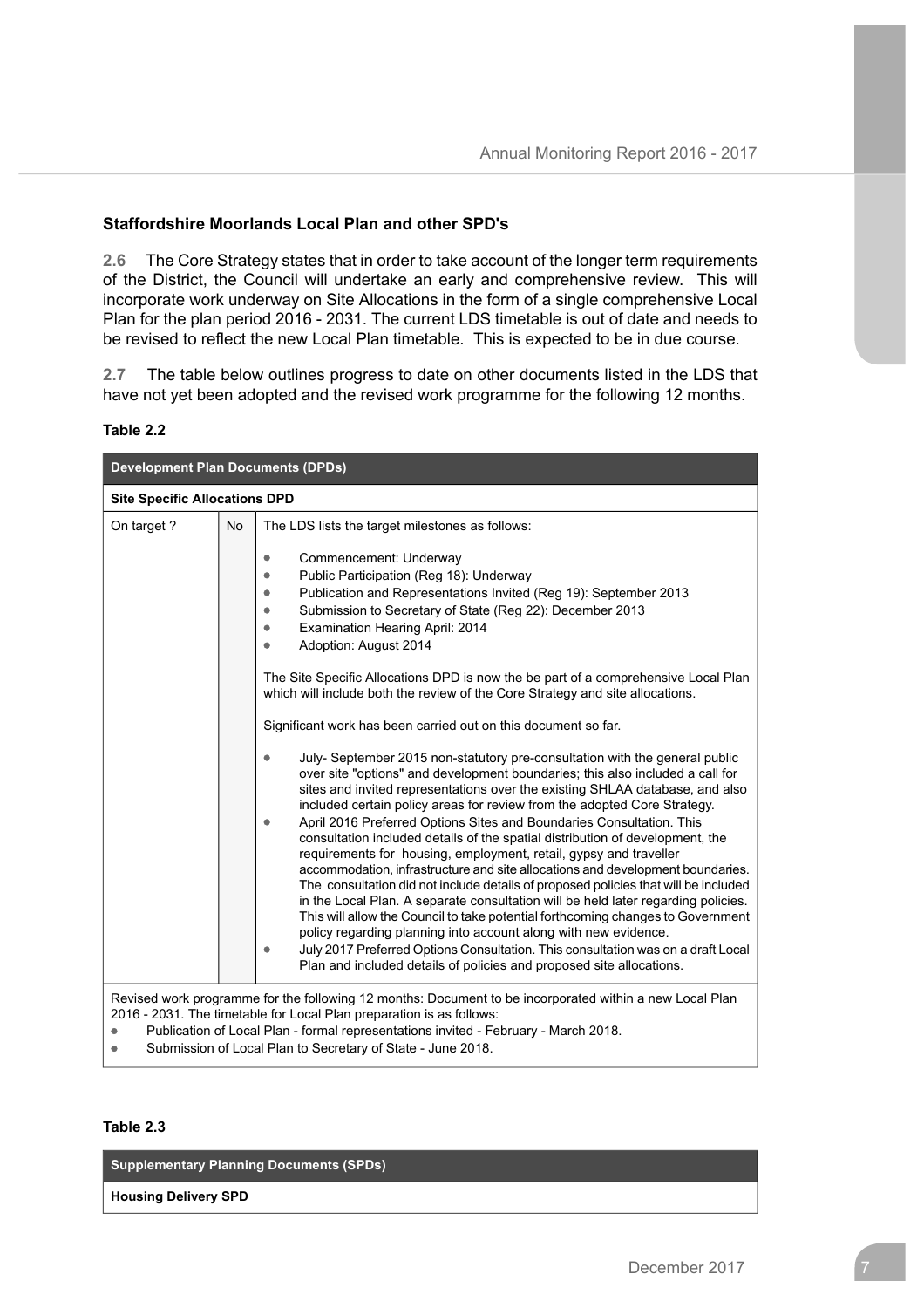## Staffordshire Moorlands Local Plan and other SPD's

**2.6** The Core Strategy states that in order to take account of the longer term requirements of the District, the Council will undertake an early and comprehensive review. This will incorporate work underway on Site Allocations in the form of a single comprehensive Local Plan for the plan period 2016 - 2031. The current LDS timetable is out of date and needs to be revised to reflect the new Local Plan timetable. This is expected to be in due course.

**2.7** The table below outlines progress to date on other documents listed in the LDS that have not yet been adopted and the revised work programme for the following 12 months.

**Table 2.2**

| **Development Plan Documents (DPDs)** | | |
|---|---|---|
| **Site Specific Allocations DPD** | | |
| On target ? | No | The LDS lists the target milestones as follows:<br><br>• Commencement: Underway<br>• Public Participation (Reg 18): Underway<br>• Publication and Representations Invited (Reg 19): September 2013<br>• Submission to Secretary of State (Reg 22): December 2013<br>• Examination Hearing April: 2014<br>• Adoption: August 2014<br><br>The Site Specific Allocations DPD is now the be part of a comprehensive Local Plan which will include both the review of the Core Strategy and site allocations.<br><br>Significant work has been carried out on this document so far.<br><br>• July- September 2015 non-statutory pre-consultation with the general public over site "options" and development boundaries; this also included a call for sites and invited representations over the existing SHLAA database, and also included certain policy areas for review from the adopted Core Strategy.<br>• April 2016 Preferred Options Sites and Boundaries Consultation. This consultation included details of the spatial distribution of development, the requirements for housing, employment, retail, gypsy and traveller accommodation, infrastructure and site allocations and development boundaries. The consultation did not include details of proposed policies that will be included in the Local Plan. A separate consultation will be held later regarding policies. This will allow the Council to take potential forthcoming changes to Government policy regarding planning into account along with new evidence.<br>• July 2017 Preferred Options Consultation. This consultation was on a draft Local Plan and included details of policies and proposed site allocations. |
| Revised work programme for the following 12 months: Document to be incorporated within a new Local Plan 2016 - 2031. The timetable for Local Plan preparation is as follows:<br>• Publication of Local Plan - formal representations invited - February - March 2018.<br>• Submission of Local Plan to Secretary of State - June 2018. | | |

**Table 2.3**

| **Supplementary Planning Documents (SPDs)** |
|---|
| **Housing Delivery SPD** |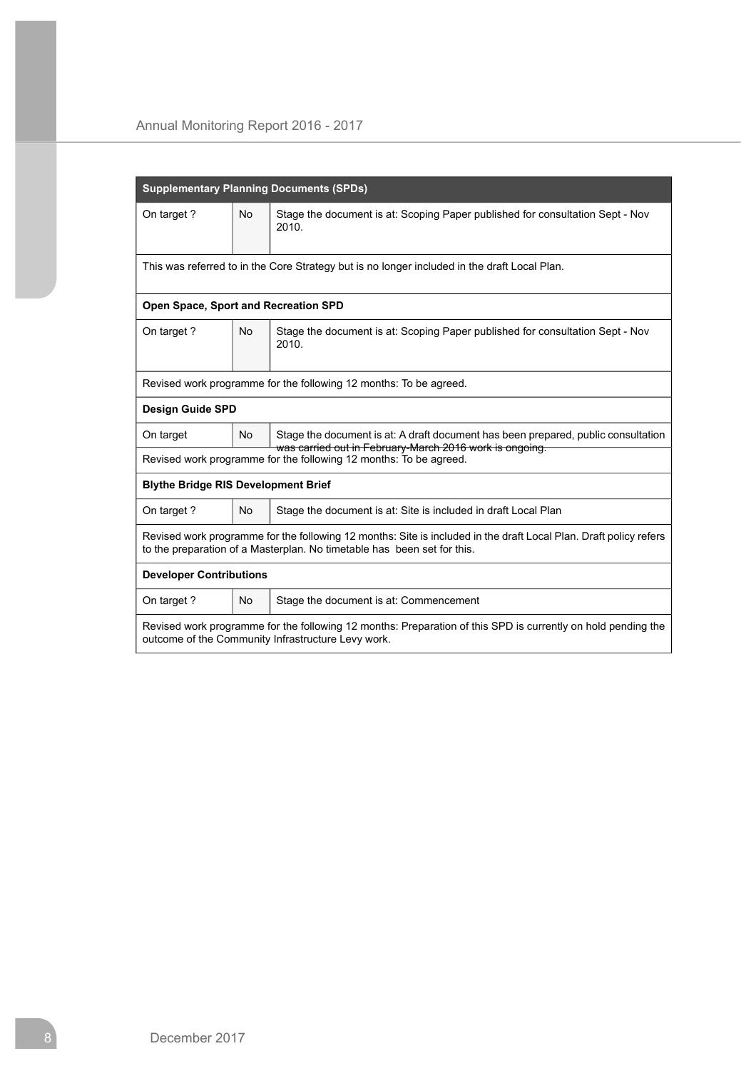| Supplementary Planning Documents (SPDs) | | |
|---|---|---|
| On target ? | No | Stage the document is at: Scoping Paper published for consultation Sept - Nov 2010. |
| This was referred to in the Core Strategy but is no longer included in the draft Local Plan. | | |
| **Open Space, Sport and Recreation SPD** | | |
| On target ? | No | Stage the document is at: Scoping Paper published for consultation Sept - Nov 2010. |
| Revised work programme for the following 12 months: To be agreed. | | |
| **Design Guide SPD** | | |
| On target | No | Stage the document is at: A draft document has been prepared, public consultation was carried out in February-March 2016 work is ongoing. |
| Revised work programme for the following 12 months: To be agreed. | | |
| **Blythe Bridge RIS Development Brief** | | |
| On target ? | No | Stage the document is at: Site is included in draft Local Plan |
| Revised work programme for the following 12 months: Site is included in the draft Local Plan. Draft policy refers to the preparation of a Masterplan. No timetable has been set for this. | | |
| **Developer Contributions** | | |
| On target ? | No | Stage the document is at: Commencement |
| Revised work programme for the following 12 months: Preparation of this SPD is currently on hold pending the outcome of the Community Infrastructure Levy work. | | |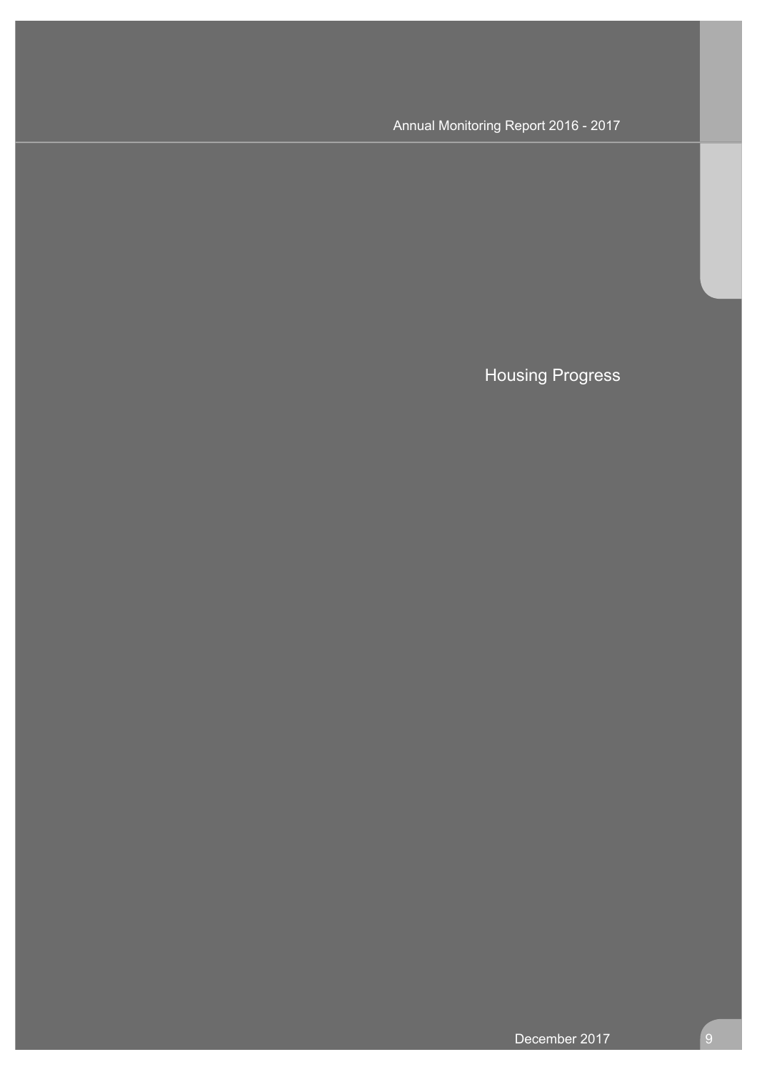# Housing Progress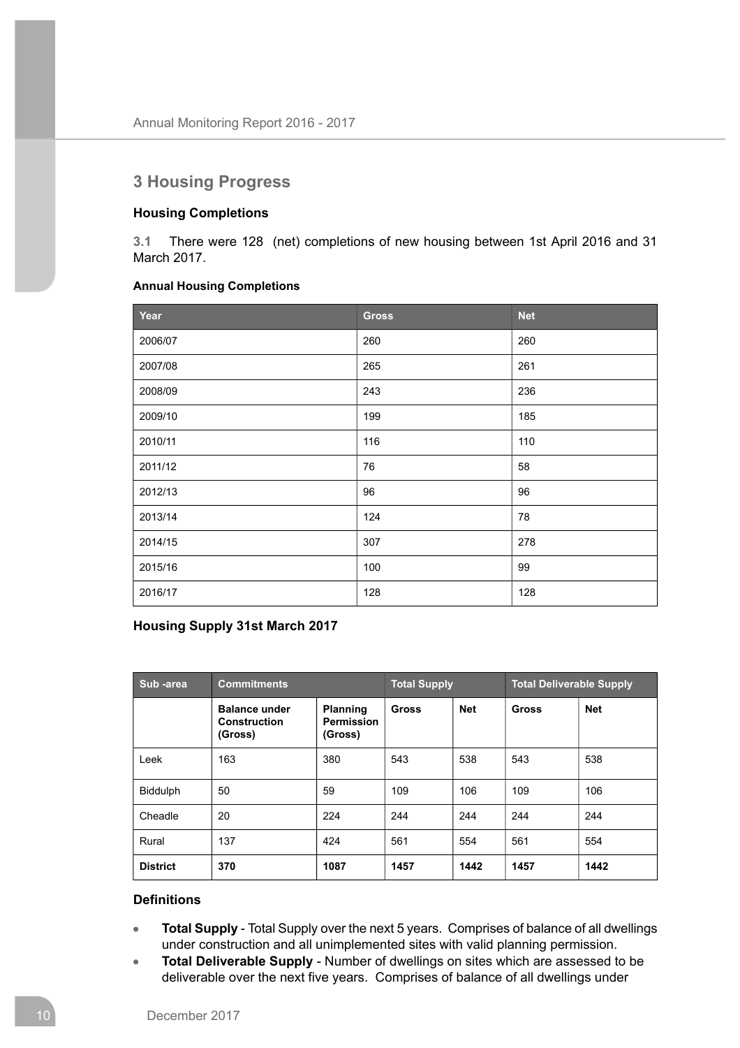## 3 Housing Progress

### Housing Completions

**3.1** There were 128 (net) completions of new housing between 1st April 2016 and 31 March 2017.

#### Annual Housing Completions

| Year | Gross | Net |
|---|---|---|
| 2006/07 | 260 | 260 |
| 2007/08 | 265 | 261 |
| 2008/09 | 243 | 236 |
| 2009/10 | 199 | 185 |
| 2010/11 | 116 | 110 |
| 2011/12 | 76 | 58 |
| 2012/13 | 96 | 96 |
| 2013/14 | 124 | 78 |
| 2014/15 | 307 | 278 |
| 2015/16 | 100 | 99 |
| 2016/17 | 128 | 128 |

### Housing Supply 31st March 2017

| Sub -area | Commitments | | Total Supply | | Total Deliverable Supply | |
|---|---|---|---|---|---|---|
| | **Balance under Construction (Gross)** | **Planning Permission (Gross)** | **Gross** | **Net** | **Gross** | **Net** |
| Leek | 163 | 380 | 543 | 538 | 543 | 538 |
| Biddulph | 50 | 59 | 109 | 106 | 109 | 106 |
| Cheadle | 20 | 224 | 244 | 244 | 244 | 244 |
| Rural | 137 | 424 | 561 | 554 | 561 | 554 |
| **District** | **370** | **1087** | **1457** | **1442** | **1457** | **1442** |

### Definitions

- **Total Supply** - Total Supply over the next 5 years. Comprises of balance of all dwellings under construction and all unimplemented sites with valid planning permission.
- **Total Deliverable Supply** - Number of dwellings on sites which are assessed to be deliverable over the next five years. Comprises of balance of all dwellings under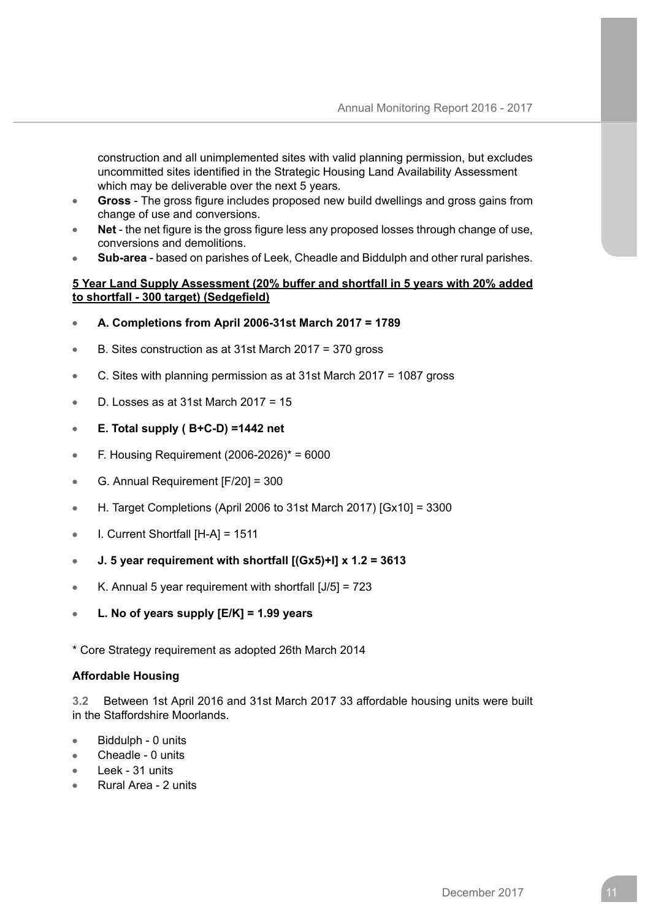construction and all unimplemented sites with valid planning permission, but excludes uncommitted sites identified in the Strategic Housing Land Availability Assessment which may be deliverable over the next 5 years.

- **Gross** - The gross figure includes proposed new build dwellings and gross gains from change of use and conversions.
- **Net** - the net figure is the gross figure less any proposed losses through change of use, conversions and demolitions.
- **Sub-area** - based on parishes of Leek, Cheadle and Biddulph and other rural parishes.

**5 Year Land Supply Assessment (20% buffer and shortfall in 5 years with 20% added to shortfall - 300 target) (Sedgefield)**

- **A. Completions from April 2006-31st March 2017 = 1789**
- B. Sites construction as at 31st March 2017 = 370 gross
- C. Sites with planning permission as at 31st March 2017 = 1087 gross
- D. Losses as at 31st March 2017 = 15
- **E. Total supply ( B+C-D) =1442 net**
- F. Housing Requirement (2006-2026)* = 6000
- G. Annual Requirement [F/20] = 300
- H. Target Completions (April 2006 to 31st March 2017) [Gx10] = 3300
- I. Current Shortfall [H-A] = 1511
- **J. 5 year requirement with shortfall [(Gx5)+I] x 1.2 = 3613**
- K. Annual 5 year requirement with shortfall [J/5] = 723
- **L. No of years supply [E/K] = 1.99 years**

\* Core Strategy requirement as adopted 26th March 2014

**Affordable Housing**

3.2 Between 1st April 2016 and 31st March 2017 33 affordable housing units were built in the Staffordshire Moorlands.

- Biddulph - 0 units
- Cheadle - 0 units
- Leek - 31 units
- Rural Area - 2 units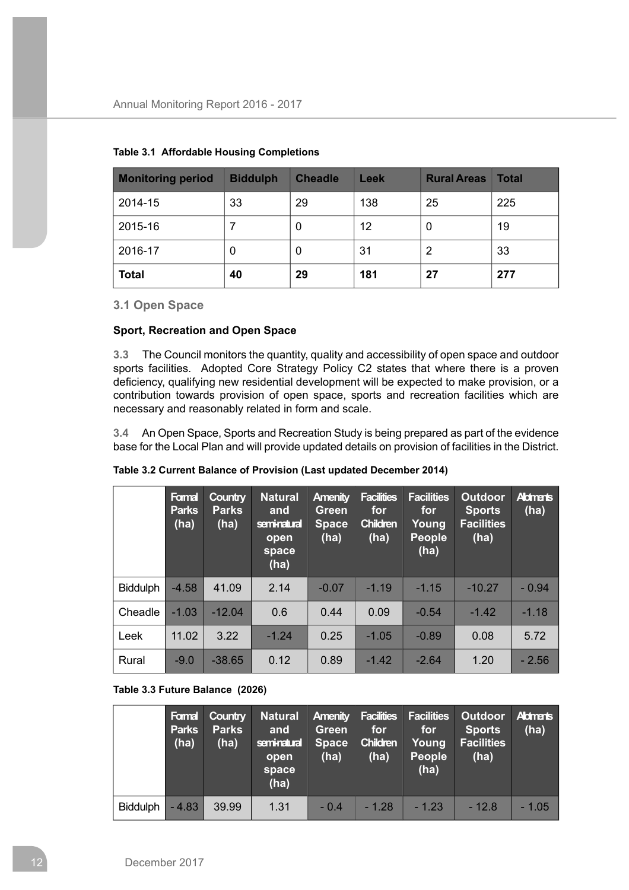**Table 3.1 Affordable Housing Completions**

| Monitoring period | Biddulph | Cheadle | Leek | Rural Areas | Total |
|---|---|---|---|---|---|
| 2014-15 | 33 | 29 | 138 | 25 | 225 |
| 2015-16 | 7 | 0 | 12 | 0 | 19 |
| 2016-17 | 0 | 0 | 31 | 2 | 33 |
| **Total** | **40** | **29** | **181** | **27** | **277** |

## 3.1 Open Space

### Sport, Recreation and Open Space

**3.3** The Council monitors the quantity, quality and accessibility of open space and outdoor sports facilities. Adopted Core Strategy Policy C2 states that where there is a proven deficiency, qualifying new residential development will be expected to make provision, or a contribution towards provision of open space, sports and recreation facilities which are necessary and reasonably related in form and scale.

**3.4** An Open Space, Sports and Recreation Study is being prepared as part of the evidence base for the Local Plan and will provide updated details on provision of facilities in the District.

**Table 3.2 Current Balance of Provision (Last updated December 2014)**

| | Formal Parks (ha) | Country Parks (ha) | Natural and semi-natural open space (ha) | Amenity Green Space (ha) | Facilities for Children (ha) | Facilities for Young People (ha) | Outdoor Sports Facilities (ha) | Allotments (ha) |
|---|---|---|---|---|---|---|---|---|
| Biddulph | -4.58 | 41.09 | 2.14 | -0.07 | -1.19 | -1.15 | -10.27 | - 0.94 |
| Cheadle | -1.03 | -12.04 | 0.6 | 0.44 | 0.09 | -0.54 | -1.42 | -1.18 |
| Leek | 11.02 | 3.22 | -1.24 | 0.25 | -1.05 | -0.89 | 0.08 | 5.72 |
| Rural | -9.0 | -38.65 | 0.12 | 0.89 | -1.42 | -2.64 | 1.20 | - 2.56 |

**Table 3.3 Future Balance (2026)**

| | Formal Parks (ha) | Country Parks (ha) | Natural and semi-natural open space (ha) | Amenity Green Space (ha) | Facilities for Children (ha) | Facilities for Young People (ha) | Outdoor Sports Facilities (ha) | Allotments (ha) |
|---|---|---|---|---|---|---|---|---|
| Biddulph | - 4.83 | 39.99 | 1.31 | - 0.4 | - 1.28 | - 1.23 | - 12.8 | - 1.05 |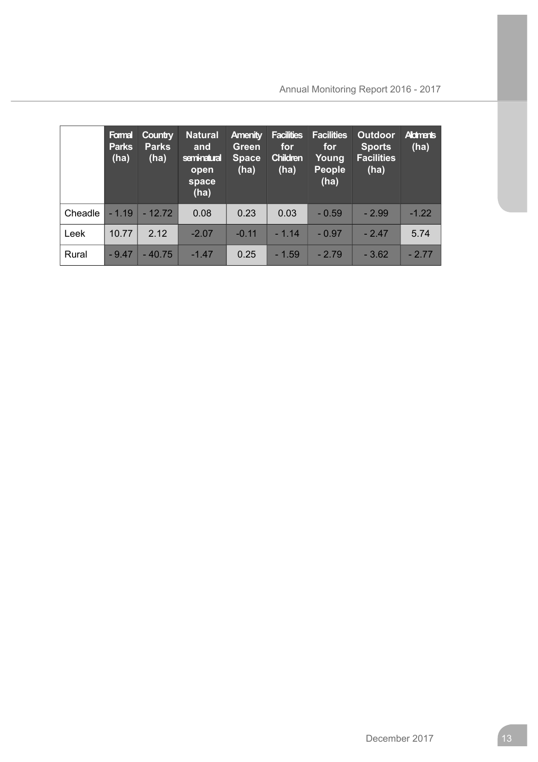| | Formal Parks (ha) | Country Parks (ha) | Natural and semi-natural open space (ha) | Amenity Green Space (ha) | Facilities for Children (ha) | Facilities for Young People (ha) | Outdoor Sports Facilities (ha) | Allotments (ha) |
|---|---|---|---|---|---|---|---|---|
| Cheadle | - 1.19 | - 12.72 | 0.08 | 0.23 | 0.03 | - 0.59 | - 2.99 | -1.22 |
| Leek | 10.77 | 2.12 | -2.07 | -0.11 | - 1.14 | - 0.97 | - 2.47 | 5.74 |
| Rural | - 9.47 | - 40.75 | -1.47 | 0.25 | - 1.59 | - 2.79 | - 3.62 | - 2.77 |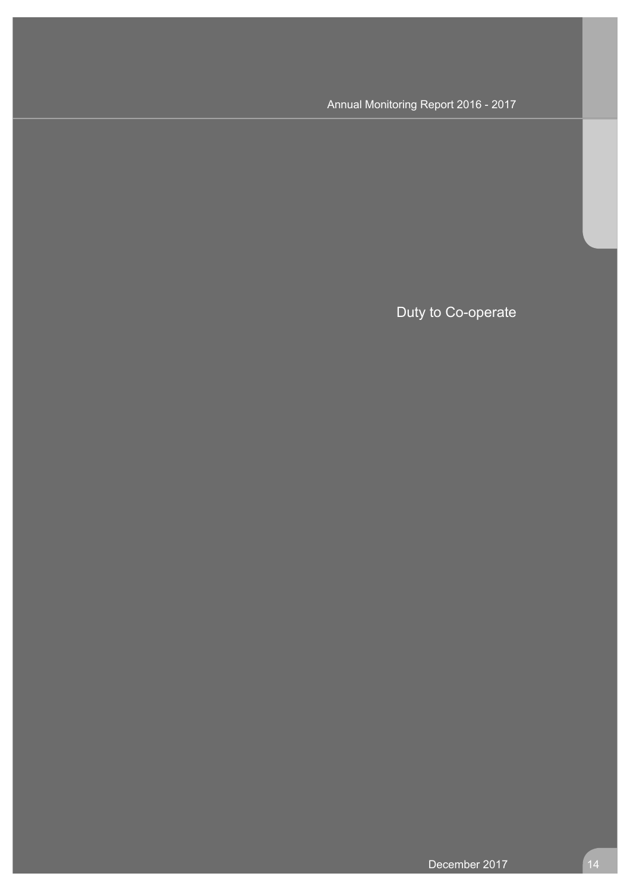# Duty to Co-operate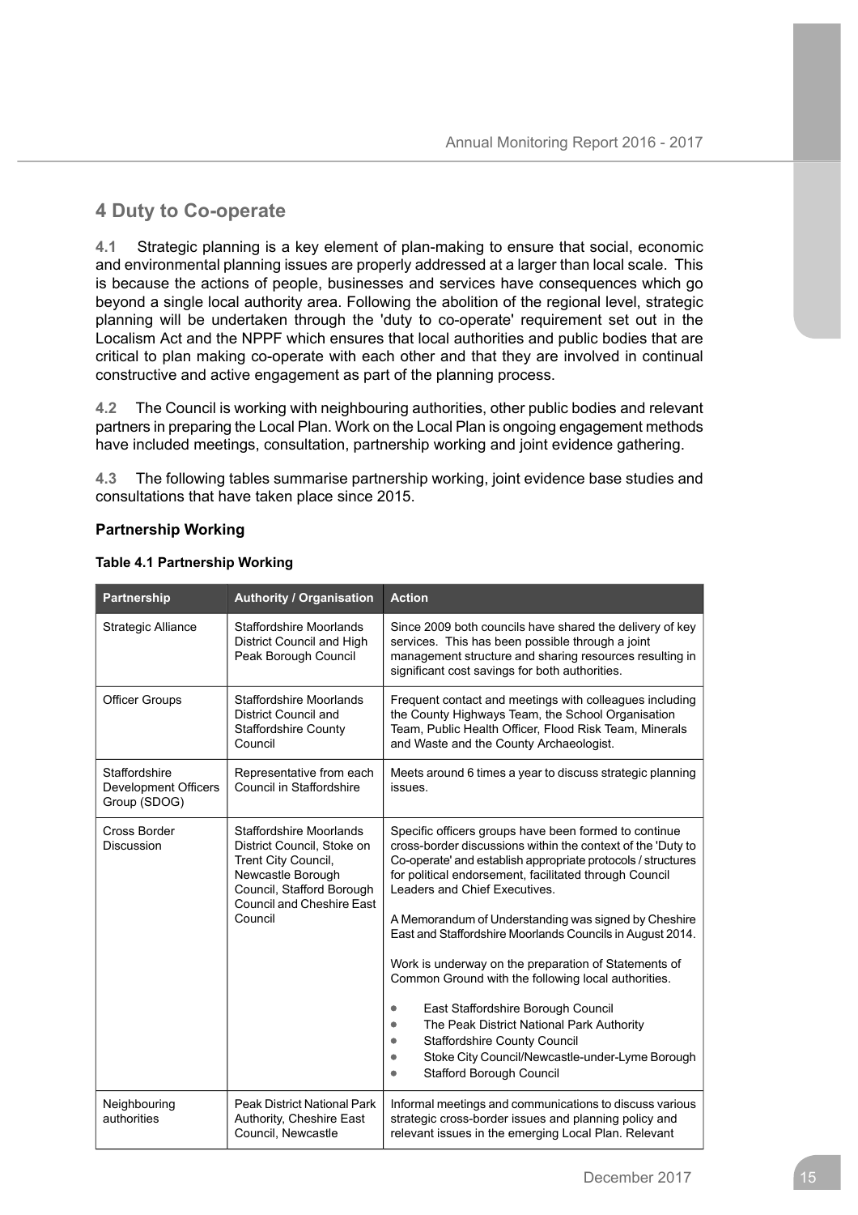## 4 Duty to Co-operate

**4.1** Strategic planning is a key element of plan-making to ensure that social, economic and environmental planning issues are properly addressed at a larger than local scale. This is because the actions of people, businesses and services have consequences which go beyond a single local authority area. Following the abolition of the regional level, strategic planning will be undertaken through the 'duty to co-operate' requirement set out in the Localism Act and the NPPF which ensures that local authorities and public bodies that are critical to plan making co-operate with each other and that they are involved in continual constructive and active engagement as part of the planning process.

**4.2** The Council is working with neighbouring authorities, other public bodies and relevant partners in preparing the Local Plan. Work on the Local Plan is ongoing engagement methods have included meetings, consultation, partnership working and joint evidence gathering.

**4.3** The following tables summarise partnership working, joint evidence base studies and consultations that have taken place since 2015.

### Partnership Working

**Table 4.1 Partnership Working**

| Partnership | Authority / Organisation | Action |
|---|---|---|
| Strategic Alliance | Staffordshire Moorlands District Council and High Peak Borough Council | Since 2009 both councils have shared the delivery of key services. This has been possible through a joint management structure and sharing resources resulting in significant cost savings for both authorities. |
| Officer Groups | Staffordshire Moorlands District Council and Staffordshire County Council | Frequent contact and meetings with colleagues including the County Highways Team, the School Organisation Team, Public Health Officer, Flood Risk Team, Minerals and Waste and the County Archaeologist. |
| Staffordshire Development Officers Group (SDOG) | Representative from each Council in Staffordshire | Meets around 6 times a year to discuss strategic planning issues. |
| Cross Border Discussion | Staffordshire Moorlands District Council, Stoke on Trent City Council, Newcastle Borough Council, Stafford Borough Council and Cheshire East Council | Specific officers groups have been formed to continue cross-border discussions within the context of the 'Duty to Co-operate' and establish appropriate protocols / structures for political endorsement, facilitated through Council Leaders and Chief Executives.<br><br>A Memorandum of Understanding was signed by Cheshire East and Staffordshire Moorlands Councils in August 2014.<br><br>Work is underway on the preparation of Statements of Common Ground with the following local authorities.<br><br>• East Staffordshire Borough Council<br>• The Peak District National Park Authority<br>• Staffordshire County Council<br>• Stoke City Council/Newcastle-under-Lyme Borough<br>• Stafford Borough Council |
| Neighbouring authorities | Peak District National Park Authority, Cheshire East Council, Newcastle | Informal meetings and communications to discuss various strategic cross-border issues and planning policy and relevant issues in the emerging Local Plan. Relevant |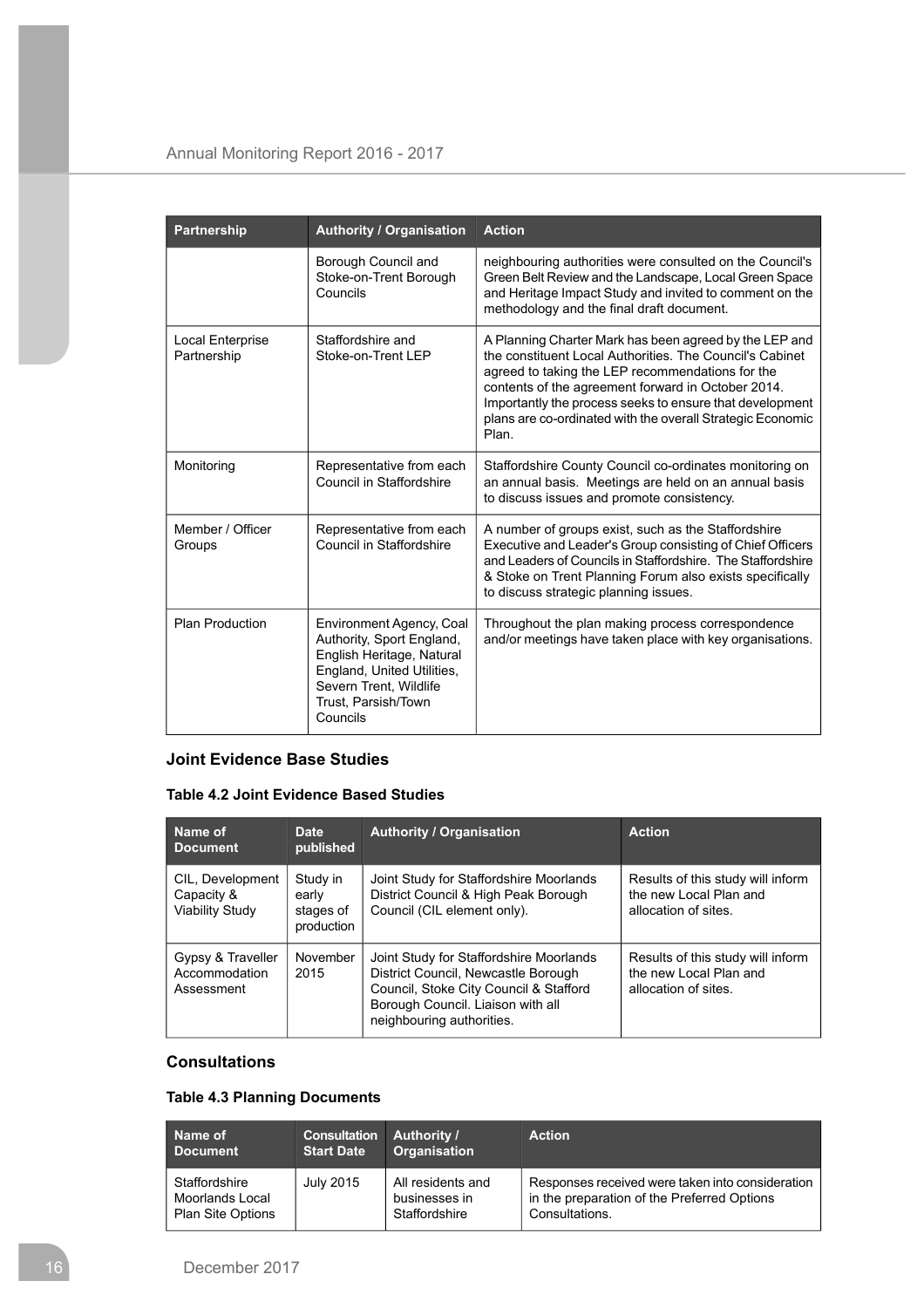| Partnership | Authority / Organisation | Action |
| --- | --- | --- |
| | Borough Council and Stoke-on-Trent Borough Councils | neighbouring authorities were consulted on the Council's Green Belt Review and the Landscape, Local Green Space and Heritage Impact Study and invited to comment on the methodology and the final draft document. |
| Local Enterprise Partnership | Staffordshire and Stoke-on-Trent LEP | A Planning Charter Mark has been agreed by the LEP and the constituent Local Authorities. The Council's Cabinet agreed to taking the LEP recommendations for the contents of the agreement forward in October 2014. Importantly the process seeks to ensure that development plans are co-ordinated with the overall Strategic Economic Plan. |
| Monitoring | Representative from each Council in Staffordshire | Staffordshire County Council co-ordinates monitoring on an annual basis. Meetings are held on an annual basis to discuss issues and promote consistency. |
| Member / Officer Groups | Representative from each Council in Staffordshire | A number of groups exist, such as the Staffordshire Executive and Leader's Group consisting of Chief Officers and Leaders of Councils in Staffordshire. The Staffordshire & Stoke on Trent Planning Forum also exists specifically to discuss strategic planning issues. |
| Plan Production | Environment Agency, Coal Authority, Sport England, English Heritage, Natural England, United Utilities, Severn Trent, Wildlife Trust, Parsish/Town Councils | Throughout the plan making process correspondence and/or meetings have taken place with key organisations. |

### Joint Evidence Base Studies

**Table 4.2 Joint Evidence Based Studies**

| Name of Document | Date published | Authority / Organisation | Action |
| --- | --- | --- | --- |
| CIL, Development Capacity & Viability Study | Study in early stages of production | Joint Study for Staffordshire Moorlands District Council & High Peak Borough Council (CIL element only). | Results of this study will inform the new Local Plan and allocation of sites. |
| Gypsy & Traveller Accommodation Assessment | November 2015 | Joint Study for Staffordshire Moorlands District Council, Newcastle Borough Council, Stoke City Council & Stafford Borough Council. Liaison with all neighbouring authorities. | Results of this study will inform the new Local Plan and allocation of sites. |

### Consultations

**Table 4.3 Planning Documents**

| Name of Document | Consultation Start Date | Authority / Organisation | Action |
| --- | --- | --- | --- |
| Staffordshire Moorlands Local Plan Site Options | July 2015 | All residents and businesses in Staffordshire | Responses received were taken into consideration in the preparation of the Preferred Options Consultations. |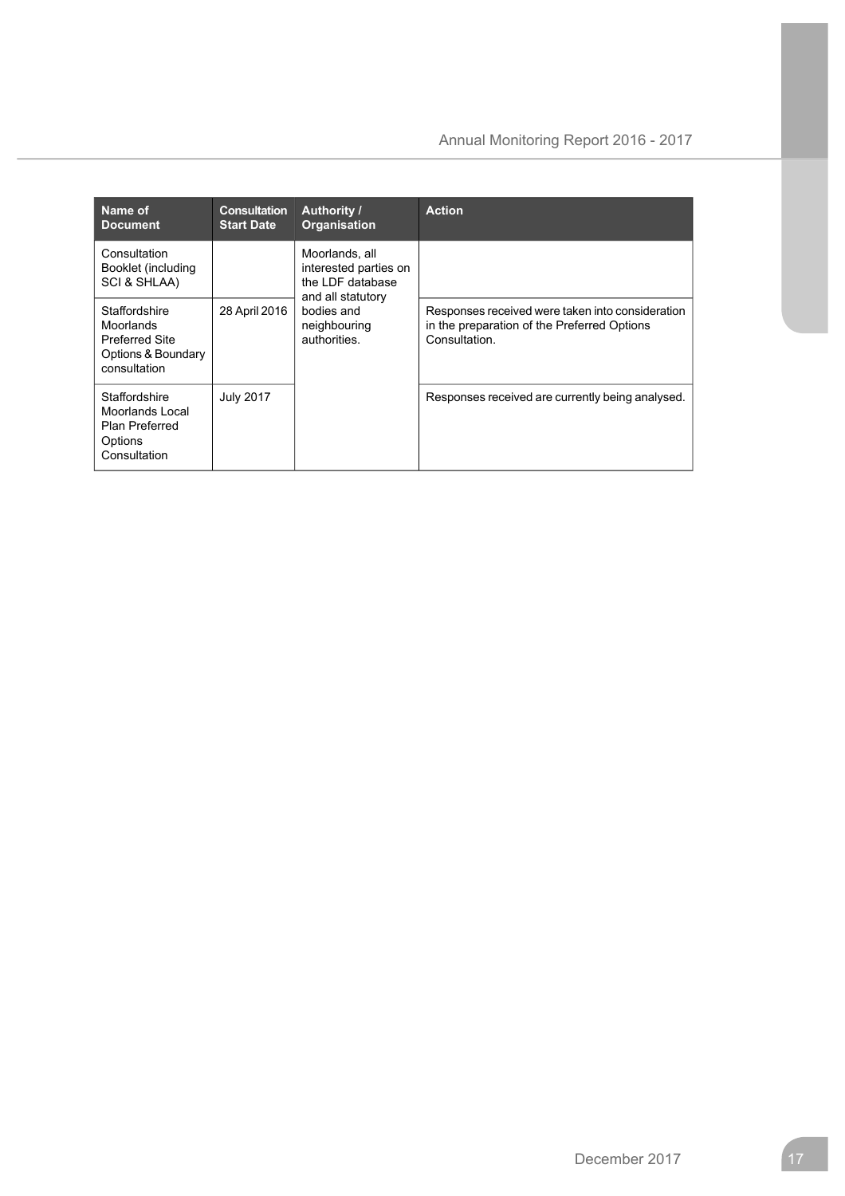| Name of Document | Consultation Start Date | Authority / Organisation | Action |
|---|---|---|---|
| Consultation Booklet (including SCI & SHLAA) | | Moorlands, all interested parties on the LDF database and all statutory bodies and neighbouring authorities. | |
| Staffordshire Moorlands Preferred Site Options & Boundary consultation | 28 April 2016 | | Responses received were taken into consideration in the preparation of the Preferred Options Consultation. |
| Staffordshire Moorlands Local Plan Preferred Options Consultation | July 2017 | | Responses received are currently being analysed. |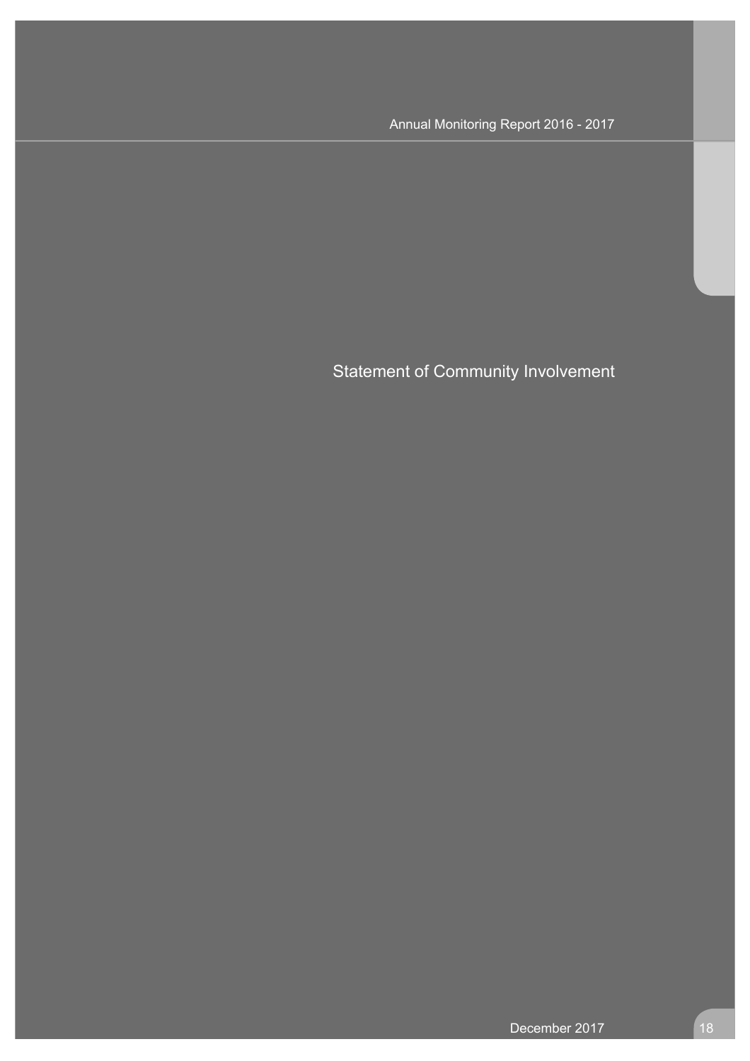# Statement of Community Involvement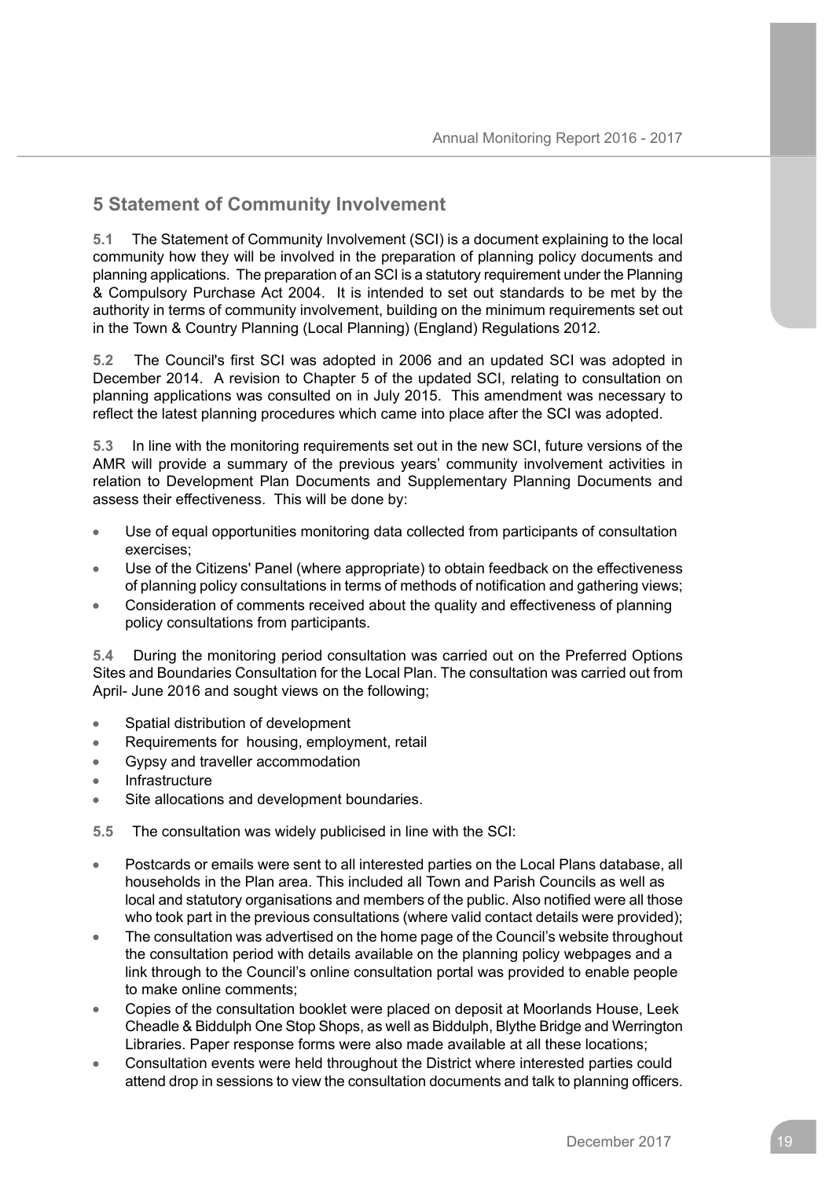## 5 Statement of Community Involvement

**5.1** The Statement of Community Involvement (SCI) is a document explaining to the local community how they will be involved in the preparation of planning policy documents and planning applications. The preparation of an SCI is a statutory requirement under the Planning & Compulsory Purchase Act 2004. It is intended to set out standards to be met by the authority in terms of community involvement, building on the minimum requirements set out in the Town & Country Planning (Local Planning) (England) Regulations 2012.

**5.2** The Council's first SCI was adopted in 2006 and an updated SCI was adopted in December 2014. A revision to Chapter 5 of the updated SCI, relating to consultation on planning applications was consulted on in July 2015. This amendment was necessary to reflect the latest planning procedures which came into place after the SCI was adopted.

**5.3** In line with the monitoring requirements set out in the new SCI, future versions of the AMR will provide a summary of the previous years' community involvement activities in relation to Development Plan Documents and Supplementary Planning Documents and assess their effectiveness. This will be done by:

- Use of equal opportunities monitoring data collected from participants of consultation exercises;
- Use of the Citizens' Panel (where appropriate) to obtain feedback on the effectiveness of planning policy consultations in terms of methods of notification and gathering views;
- Consideration of comments received about the quality and effectiveness of planning policy consultations from participants.

**5.4** During the monitoring period consultation was carried out on the Preferred Options Sites and Boundaries Consultation for the Local Plan. The consultation was carried out from April- June 2016 and sought views on the following;

- Spatial distribution of development
- Requirements for housing, employment, retail
- Gypsy and traveller accommodation
- Infrastructure
- Site allocations and development boundaries.

**5.5** The consultation was widely publicised in line with the SCI:

- Postcards or emails were sent to all interested parties on the Local Plans database, all households in the Plan area. This included all Town and Parish Councils as well as local and statutory organisations and members of the public. Also notified were all those who took part in the previous consultations (where valid contact details were provided);
- The consultation was advertised on the home page of the Council's website throughout the consultation period with details available on the planning policy webpages and a link through to the Council's online consultation portal was provided to enable people to make online comments;
- Copies of the consultation booklet were placed on deposit at Moorlands House, Leek Cheadle & Biddulph One Stop Shops, as well as Biddulph, Blythe Bridge and Werrington Libraries. Paper response forms were also made available at all these locations;
- Consultation events were held throughout the District where interested parties could attend drop in sessions to view the consultation documents and talk to planning officers.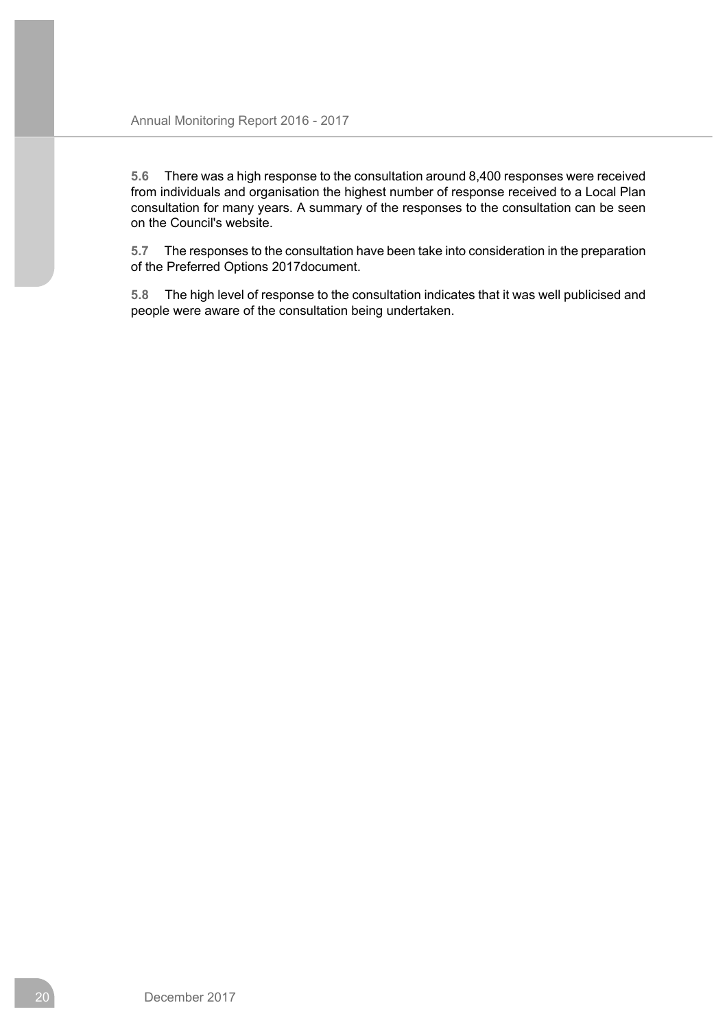**5.6** There was a high response to the consultation around 8,400 responses were received from individuals and organisation the highest number of response received to a Local Plan consultation for many years. A summary of the responses to the consultation can be seen on the Council's website.

**5.7** The responses to the consultation have been take into consideration in the preparation of the Preferred Options 2017document.

**5.8** The high level of response to the consultation indicates that it was well publicised and people were aware of the consultation being undertaken.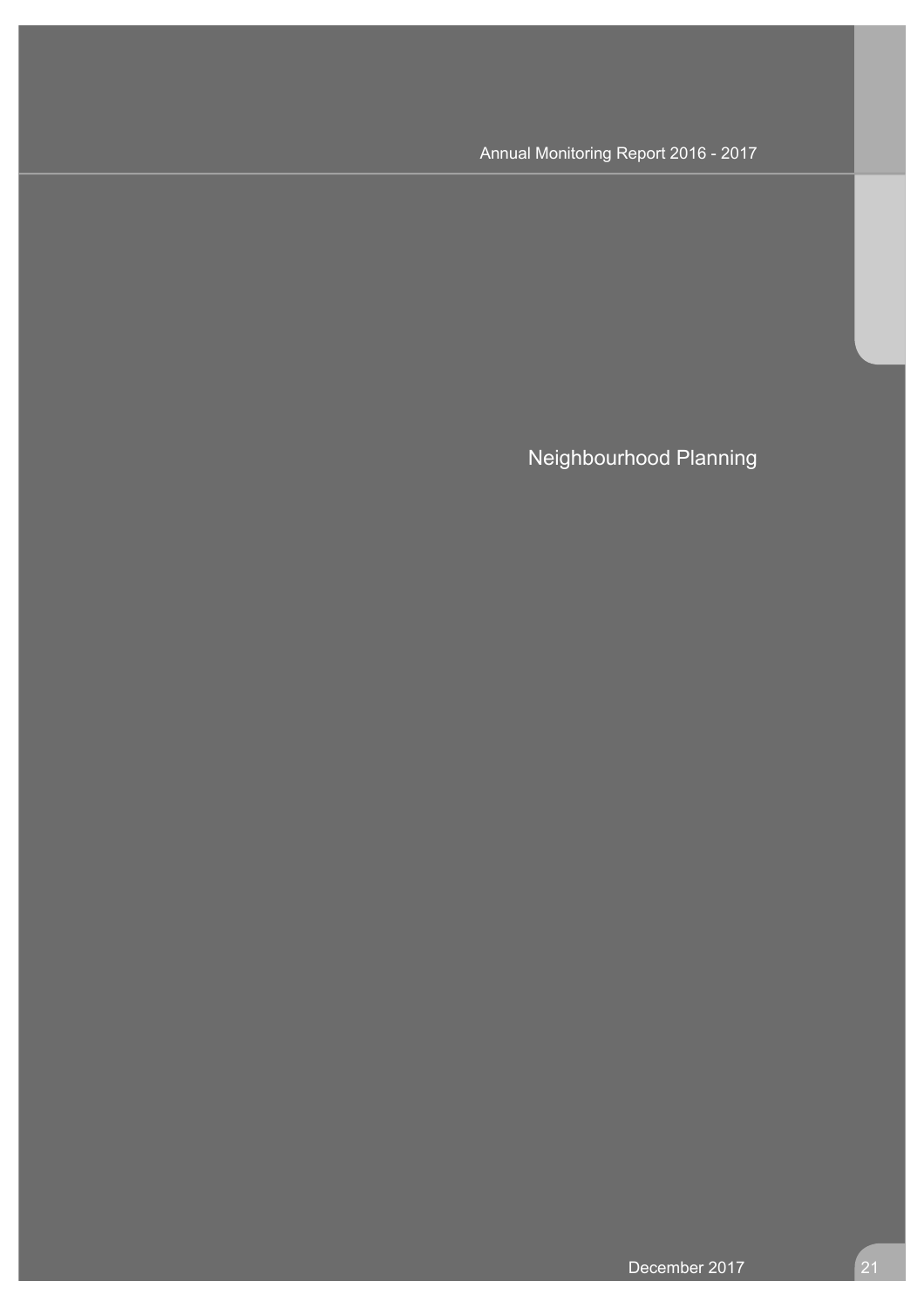# Neighbourhood Planning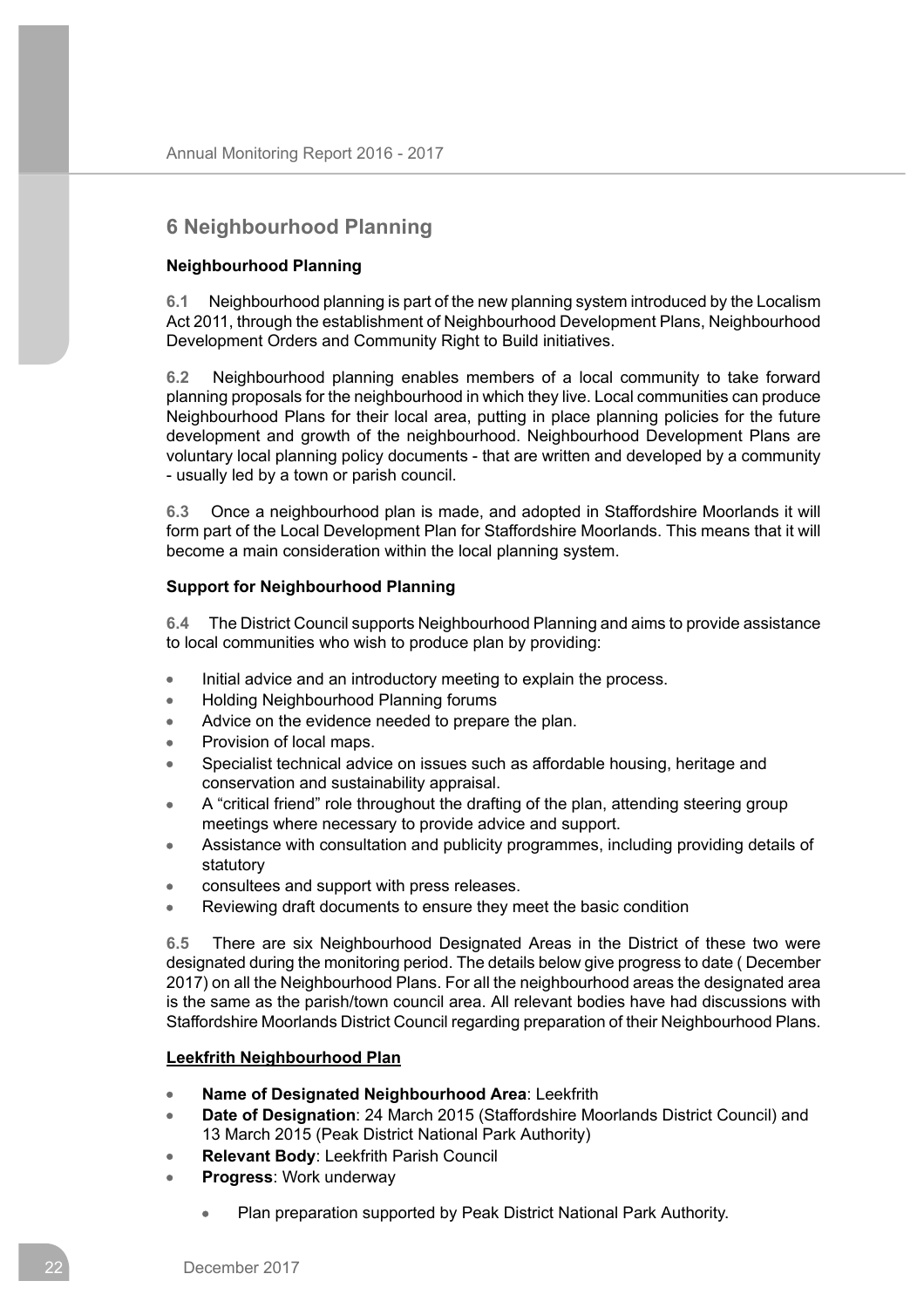## 6 Neighbourhood Planning

**Neighbourhood Planning**

**6.1** Neighbourhood planning is part of the new planning system introduced by the Localism Act 2011, through the establishment of Neighbourhood Development Plans, Neighbourhood Development Orders and Community Right to Build initiatives.

**6.2** Neighbourhood planning enables members of a local community to take forward planning proposals for the neighbourhood in which they live. Local communities can produce Neighbourhood Plans for their local area, putting in place planning policies for the future development and growth of the neighbourhood. Neighbourhood Development Plans are voluntary local planning policy documents - that are written and developed by a community - usually led by a town or parish council.

**6.3** Once a neighbourhood plan is made, and adopted in Staffordshire Moorlands it will form part of the Local Development Plan for Staffordshire Moorlands. This means that it will become a main consideration within the local planning system.

**Support for Neighbourhood Planning**

**6.4** The District Council supports Neighbourhood Planning and aims to provide assistance to local communities who wish to produce plan by providing:

- Initial advice and an introductory meeting to explain the process.
- Holding Neighbourhood Planning forums
- Advice on the evidence needed to prepare the plan.
- Provision of local maps.
- Specialist technical advice on issues such as affordable housing, heritage and conservation and sustainability appraisal.
- A "critical friend" role throughout the drafting of the plan, attending steering group meetings where necessary to provide advice and support.
- Assistance with consultation and publicity programmes, including providing details of statutory
- consultees and support with press releases.
- Reviewing draft documents to ensure they meet the basic condition

**6.5** There are six Neighbourhood Designated Areas in the District of these two were designated during the monitoring period. The details below give progress to date ( December 2017) on all the Neighbourhood Plans. For all the neighbourhood areas the designated area is the same as the parish/town council area. All relevant bodies have had discussions with Staffordshire Moorlands District Council regarding preparation of their Neighbourhood Plans.

**Leekfrith Neighbourhood Plan**

- **Name of Designated Neighbourhood Area**: Leekfrith
- **Date of Designation**: 24 March 2015 (Staffordshire Moorlands District Council) and 13 March 2015 (Peak District National Park Authority)
- **Relevant Body**: Leekfrith Parish Council
- **Progress**: Work underway
  - Plan preparation supported by Peak District National Park Authority.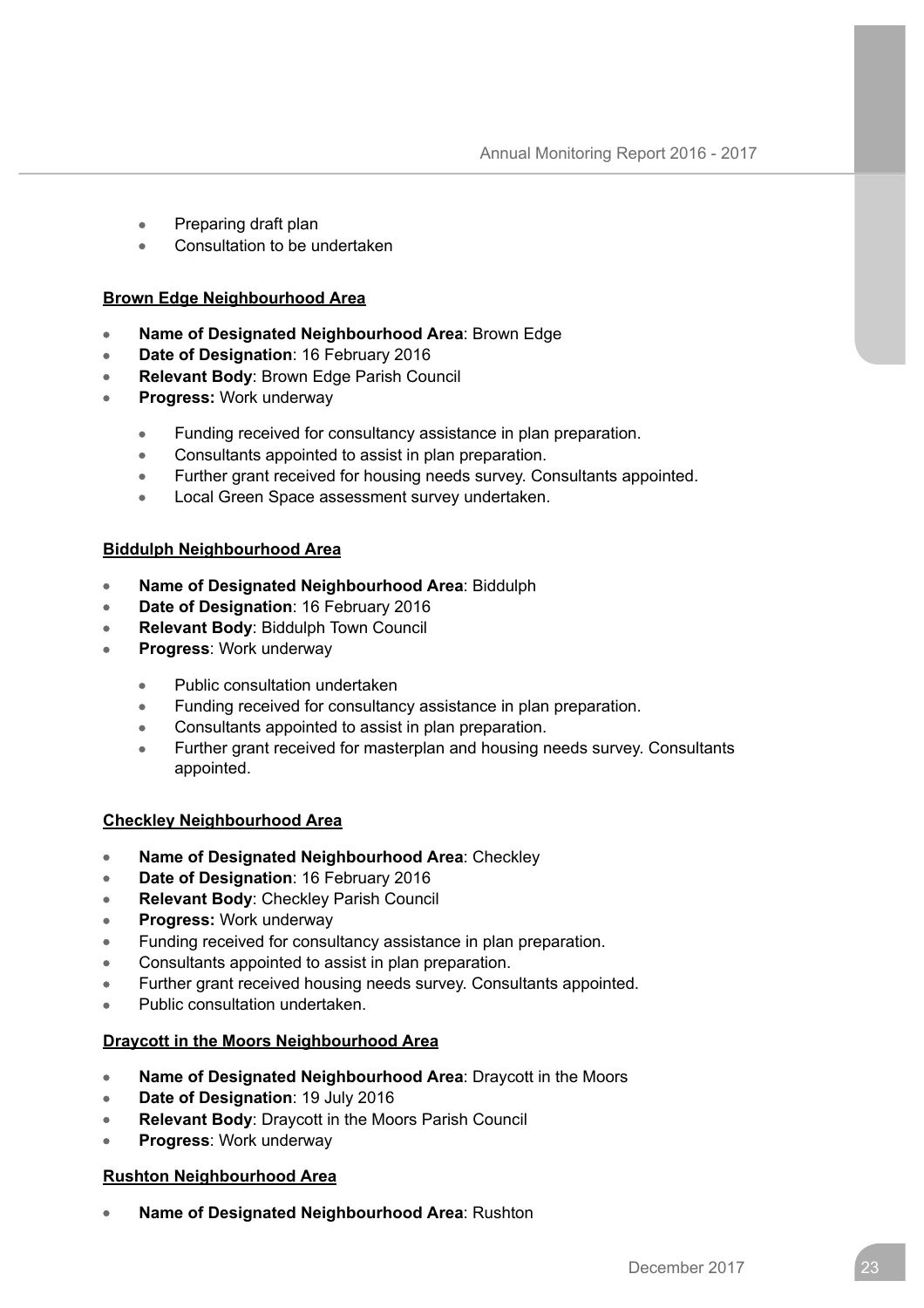- Preparing draft plan
- Consultation to be undertaken

**Brown Edge Neighbourhood Area**

- **Name of Designated Neighbourhood Area**: Brown Edge
- **Date of Designation**: 16 February 2016
- **Relevant Body**: Brown Edge Parish Council
- **Progress:** Work underway
    - Funding received for consultancy assistance in plan preparation.
    - Consultants appointed to assist in plan preparation.
    - Further grant received for housing needs survey. Consultants appointed.
    - Local Green Space assessment survey undertaken.

**Biddulph Neighbourhood Area**

- **Name of Designated Neighbourhood Area**: Biddulph
- **Date of Designation**: 16 February 2016
- **Relevant Body**: Biddulph Town Council
- **Progress**: Work underway
    - Public consultation undertaken
    - Funding received for consultancy assistance in plan preparation.
    - Consultants appointed to assist in plan preparation.
    - Further grant received for masterplan and housing needs survey. Consultants appointed.

**Checkley Neighbourhood Area**

- **Name of Designated Neighbourhood Area**: Checkley
- **Date of Designation**: 16 February 2016
- **Relevant Body**: Checkley Parish Council
- **Progress:** Work underway
- Funding received for consultancy assistance in plan preparation.
- Consultants appointed to assist in plan preparation.
- Further grant received housing needs survey. Consultants appointed.
- Public consultation undertaken.

**Draycott in the Moors Neighbourhood Area**

- **Name of Designated Neighbourhood Area**: Draycott in the Moors
- **Date of Designation**: 19 July 2016
- **Relevant Body**: Draycott in the Moors Parish Council
- **Progress**: Work underway

**Rushton Neighbourhood Area**

- **Name of Designated Neighbourhood Area**: Rushton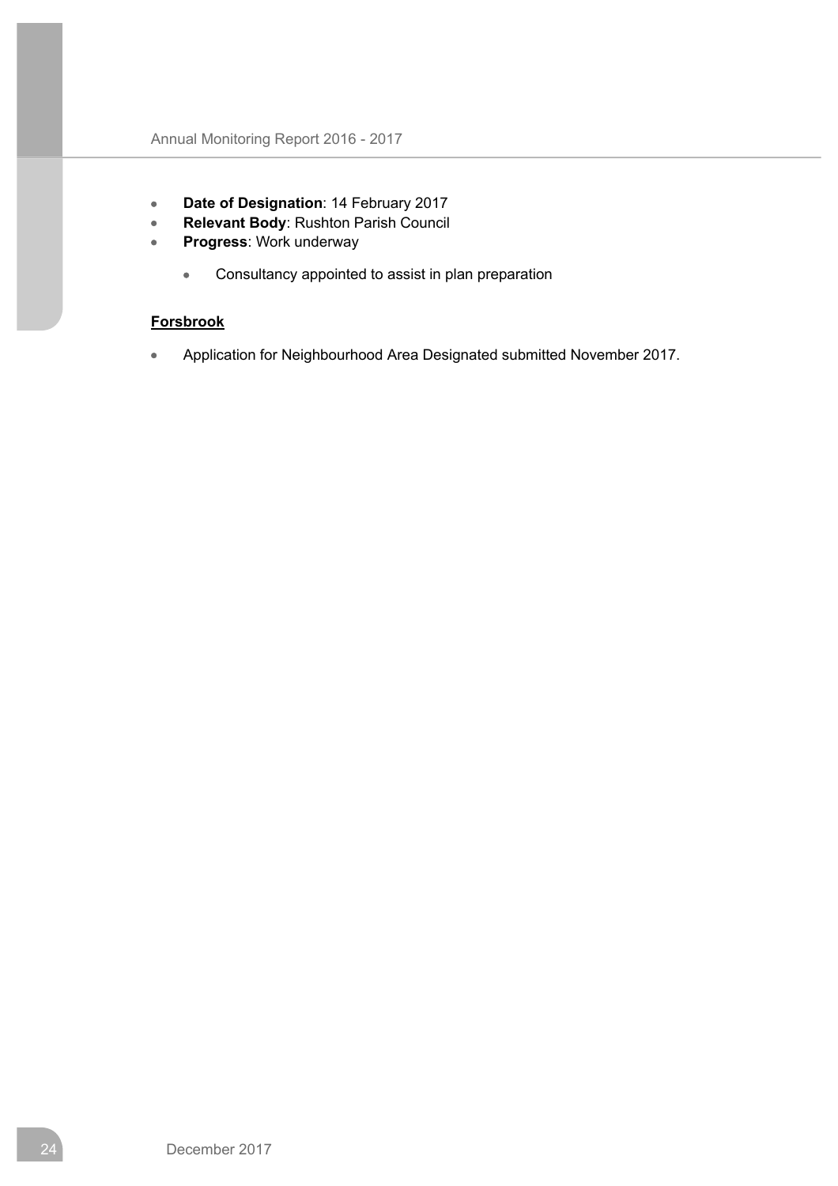- **Date of Designation**: 14 February 2017
- **Relevant Body**: Rushton Parish Council
- **Progress**: Work underway
    - Consultancy appointed to assist in plan preparation

**Forsbrook**

- Application for Neighbourhood Area Designated submitted November 2017.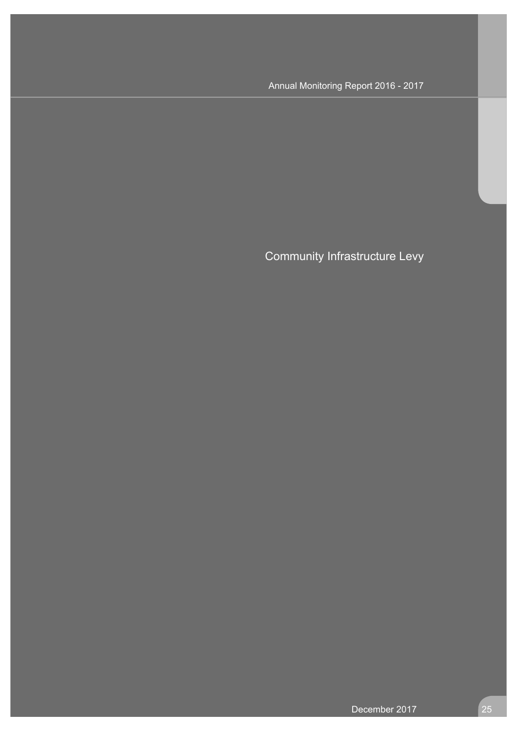# Community Infrastructure Levy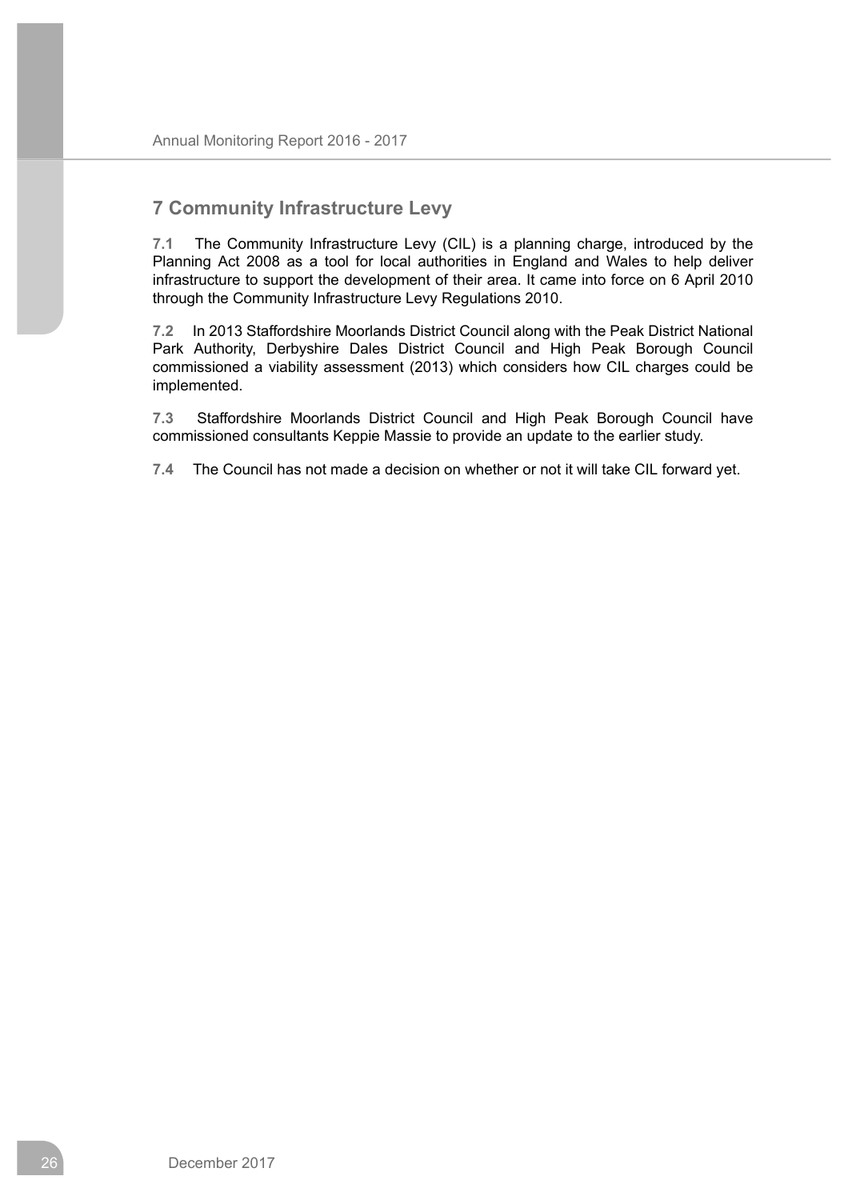## 7 Community Infrastructure Levy

**7.1** The Community Infrastructure Levy (CIL) is a planning charge, introduced by the Planning Act 2008 as a tool for local authorities in England and Wales to help deliver infrastructure to support the development of their area. It came into force on 6 April 2010 through the Community Infrastructure Levy Regulations 2010.

**7.2** In 2013 Staffordshire Moorlands District Council along with the Peak District National Park Authority, Derbyshire Dales District Council and High Peak Borough Council commissioned a viability assessment (2013) which considers how CIL charges could be implemented.

**7.3** Staffordshire Moorlands District Council and High Peak Borough Council have commissioned consultants Keppie Massie to provide an update to the earlier study.

**7.4** The Council has not made a decision on whether or not it will take CIL forward yet.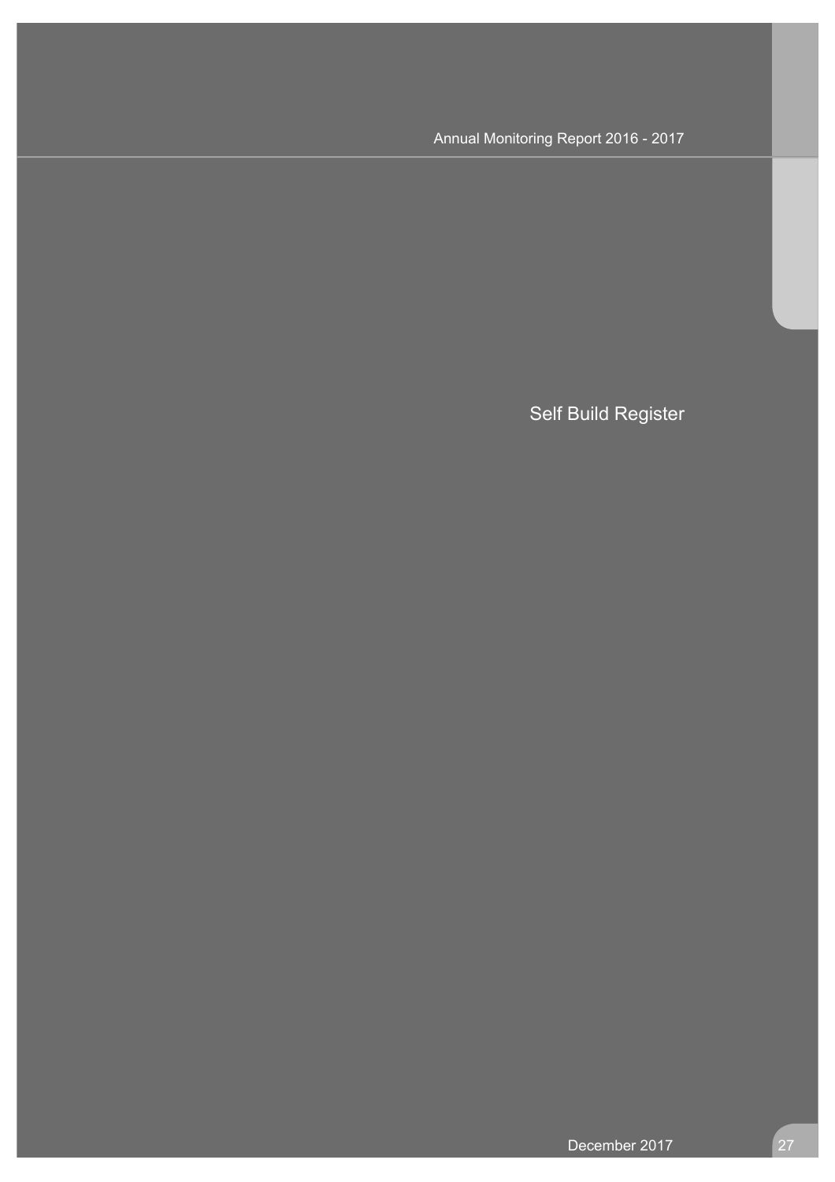# Self Build Register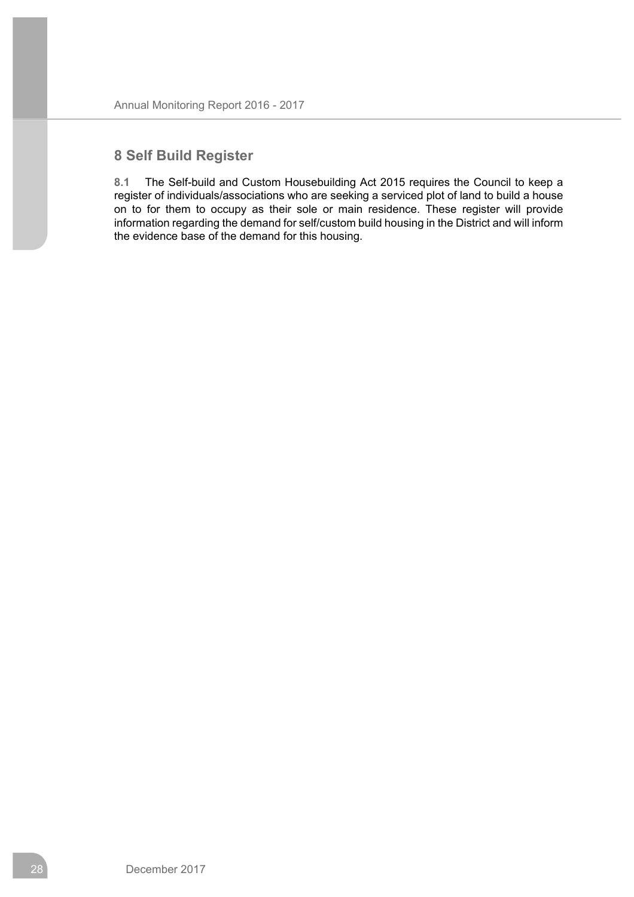# 8 Self Build Register

**8.1** The Self-build and Custom Housebuilding Act 2015 requires the Council to keep a register of individuals/associations who are seeking a serviced plot of land to build a house on to for them to occupy as their sole or main residence. These register will provide information regarding the demand for self/custom build housing in the District and will inform the evidence base of the demand for this housing.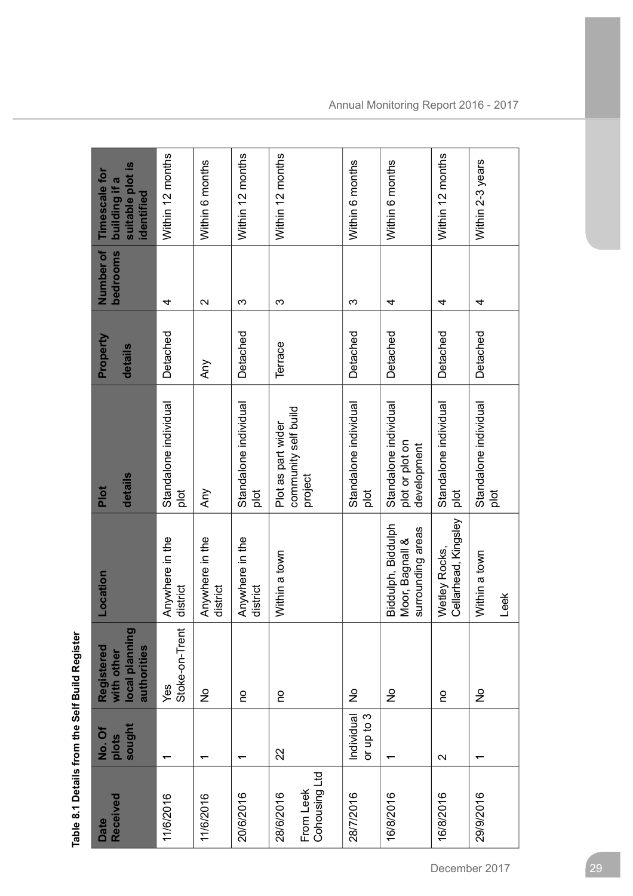**Table 8.1 Details from the Self Build Register**

| Date Received | No. Of plots sought | Registered with other local planning authorities | Location | Plot details | Property details | Number of bedrooms | Timescale for building if a suitable plot is identified |
|---|---|---|---|---|---|---|---|
| 11/6/2016 | 1 | Yes Stoke-on-Trent | Anywhere in the district | Standalone individual plot | Detached | 4 | Within 12 months |
| 11/6/2016 | 1 | No | Anywhere in the district | Any | Any | 2 | Within 6 months |
| 20/6/2016 | 1 | no | Anywhere in the district | Standalone individual plot | Detached | 3 | Within 12 months |
| 28/6/2016 From Leek Cohousing Ltd | 22 | no | Within a town | Plot as part wider community self build project | Terrace | 3 | Within 12 months |
| 28/7/2016 | Individual or up to 3 | No | | Standalone individual plot | Detached | 3 | Within 6 months |
| 16/8/2016 | 1 | No | Biddulph, Biddulph Moor, Bagnall & surrounding areas | Standalone individual plot or plot on development | Detached | 4 | Within 6 months |
| 16/8/2016 | 2 | no | Wetley Rocks, Cellarhead, Kingsley | Standalone individual plot | Detached | 4 | Within 12 months |
| 29/9/2016 | 1 | No | Within a town Leek | Standalone individual plot | Detached | 4 | Within 2-3 years |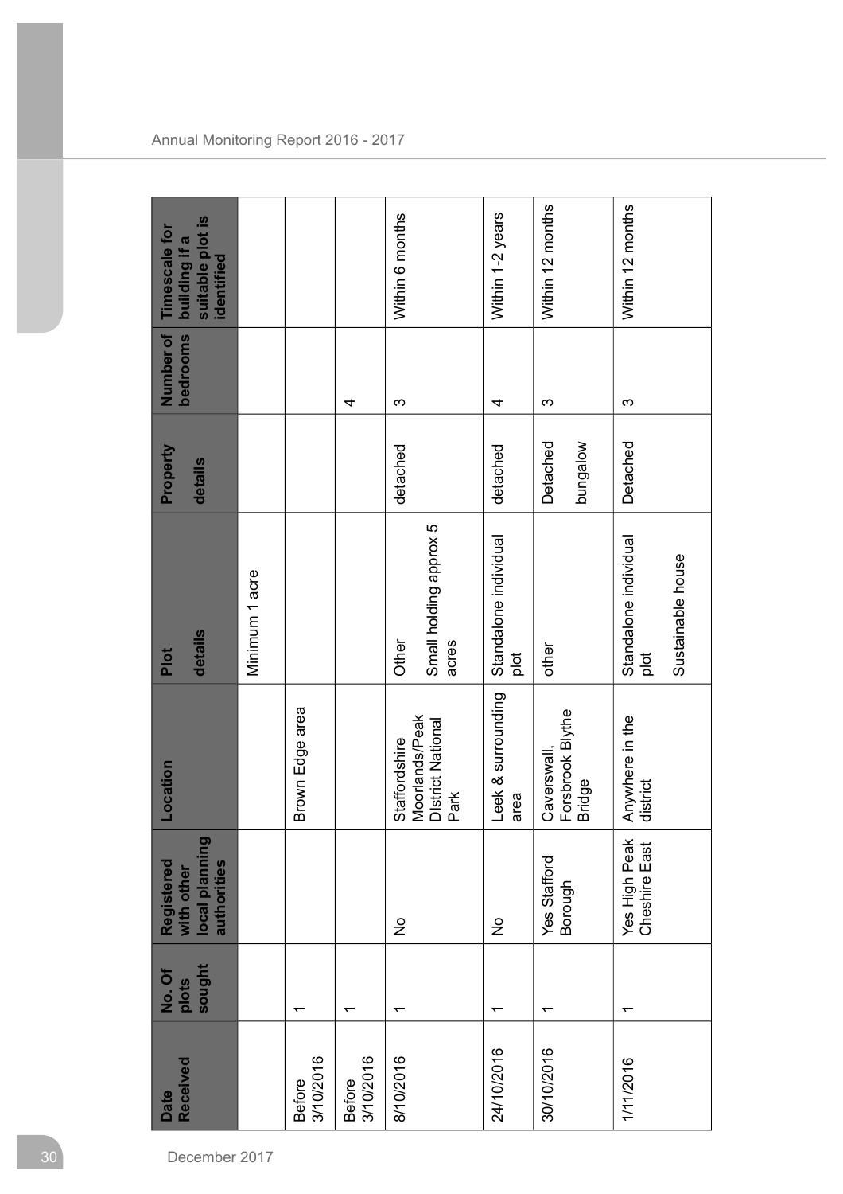| Date Received | No. Of plots sought | Registered with other local planning authorities | Location | Plot details | Property details | Number of bedrooms | Timescale for building if a suitable plot is identified |
|---|---|---|---|---|---|---|---|
| | | | | Minimum 1 acre | | | |
| Before 3/10/2016 | 1 | | Brown Edge area | | | | |
| Before 3/10/2016 | 1 | | | | | 4 | |
| 8/10/2016 | 1 | No | Staffordshire Moorlands/Peak District National Park | Other<br><br>Small holding approx 5 acres | detached | 3 | Within 6 months |
| 24/10/2016 | 1 | No | Leek & surrounding area | Standalone individual plot | detached | 4 | Within 1-2 years |
| 30/10/2016 | 1 | Yes Stafford Borough | Caverswall, Forsbrook Blythe Bridge | other | Detached<br><br>bungalow | 3 | Within 12 months |
| 1/11/2016 | 1 | Yes High Peak Cheshire East | Anywhere in the district | Standalone individual plot<br><br>Sustainable house | Detached | 3 | Within 12 months |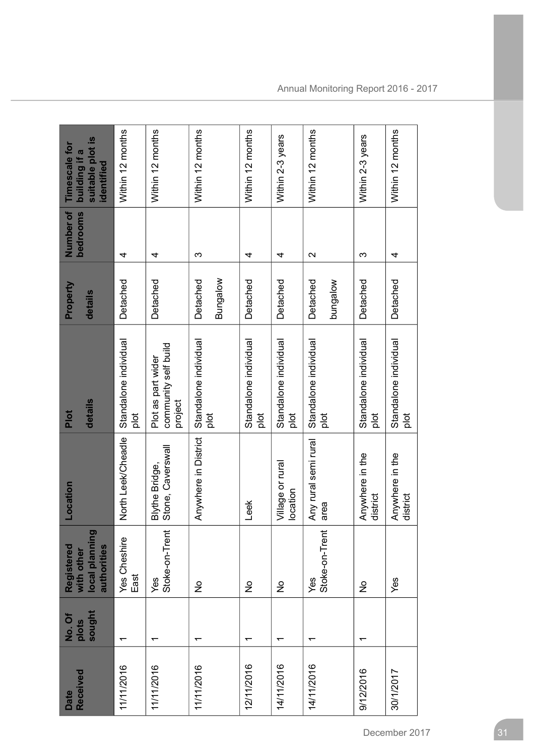| Date Received | No. Of plots sought | Registered with other local planning authorities | Location | Plot details | Property details | Number of bedrooms | Timescale for building if a suitable plot is identified |
|---|---|---|---|---|---|---|---|
| 11/11/2016 | 1 | Yes Cheshire East | North Leek/Cheadle | Standalone individual plot | Detached | 4 | Within 12 months |
| 11/11/2016 | 1 | Yes Stoke-on-Trent | Blythe Bridge, Stone, Caverswall | Plot as part wider community self build project | Detached | 4 | Within 12 months |
| 11/11/2016 | 1 | No | Anywhere in District | Standalone individual plot | Detached Bungalow | 3 | Within 12 months |
| 12/11/2016 | 1 | No | Leek | Standalone individual plot | Detached | 4 | Within 12 months |
| 14/11/2016 | 1 | No | Village or rural location | Standalone individual plot | Detached | 4 | Within 2-3 years |
| 14/11/2016 | 1 | Yes Stoke-on-Trent | Any rural semi rural area | Standalone individual plot | Detached bungalow | 2 | Within 12 months |
| 9/12/2016 | 1 | No | Anywhere in the district | Standalone individual plot | Detached | 3 | Within 2-3 years |
| 30/1/2017 | | Yes | Anywhere in the district | Standalone individual plot | Detached | 4 | Within 12 months |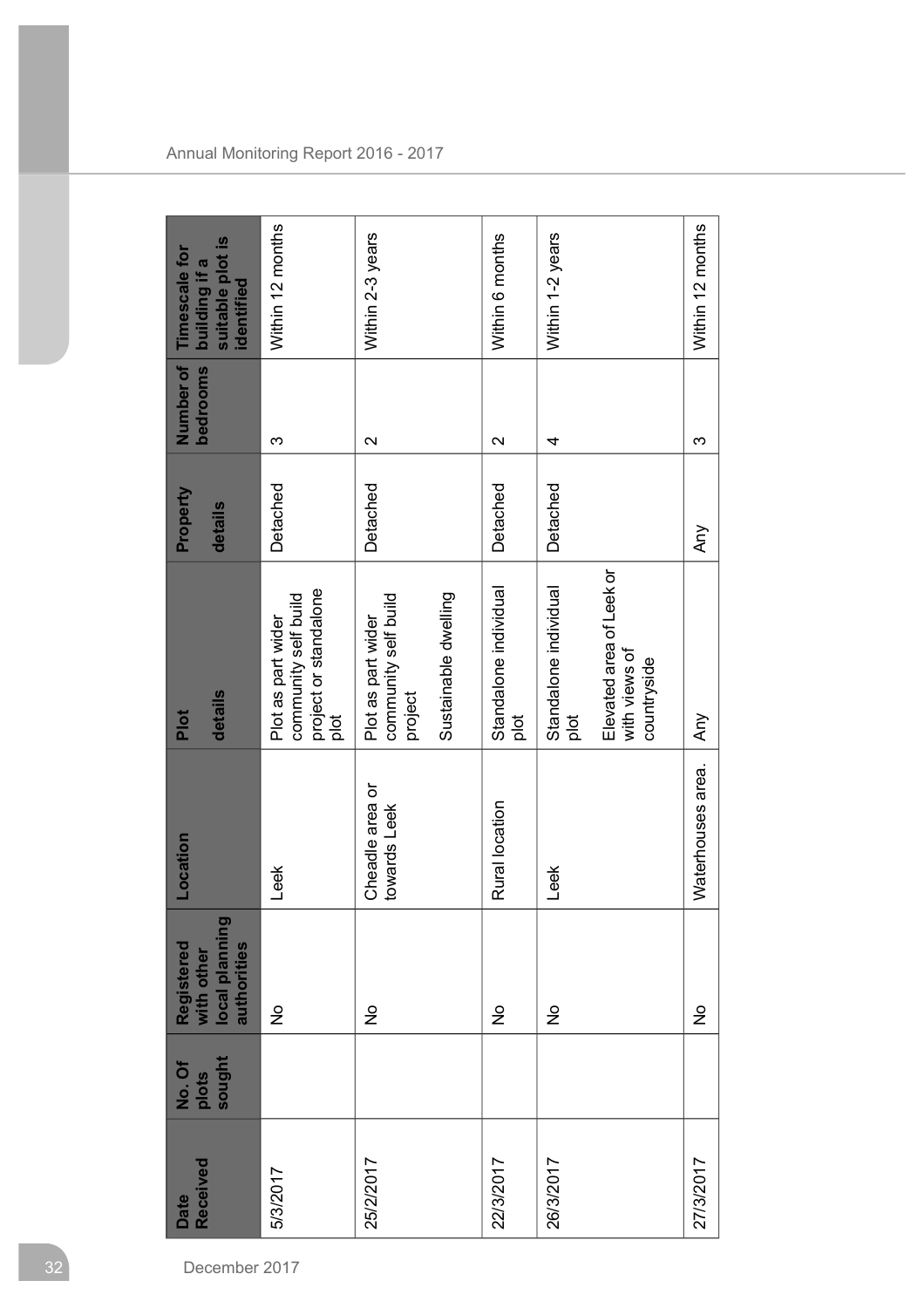| Date Received | No. Of plots sought | Registered with other local planning authorities | Location | Plot details | Property details | Number of bedrooms | Timescale for building if a suitable plot is identified |
|---|---|---|---|---|---|---|---|
| 5/3/2017 | | No | Leek | Plot as part wider community self build project or standalone plot | Detached | 3 | Within 12 months |
| 25/2/2017 | | No | Cheadle area or towards Leek | Plot as part wider community self build project<br><br>Sustainable dwelling | Detached | 2 | Within 2-3 years |
| 22/3/2017 | | No | Rural location | Standalone individual plot | Detached | 2 | Within 6 months |
| 26/3/2017 | | No | Leek | Standalone individual plot<br><br>Elevated area of Leek or with views of countryside | Detached | 4 | Within 1-2 years |
| 27/3/2017 | | No | Waterhouses area. | Any | Any | 3 | Within 12 months |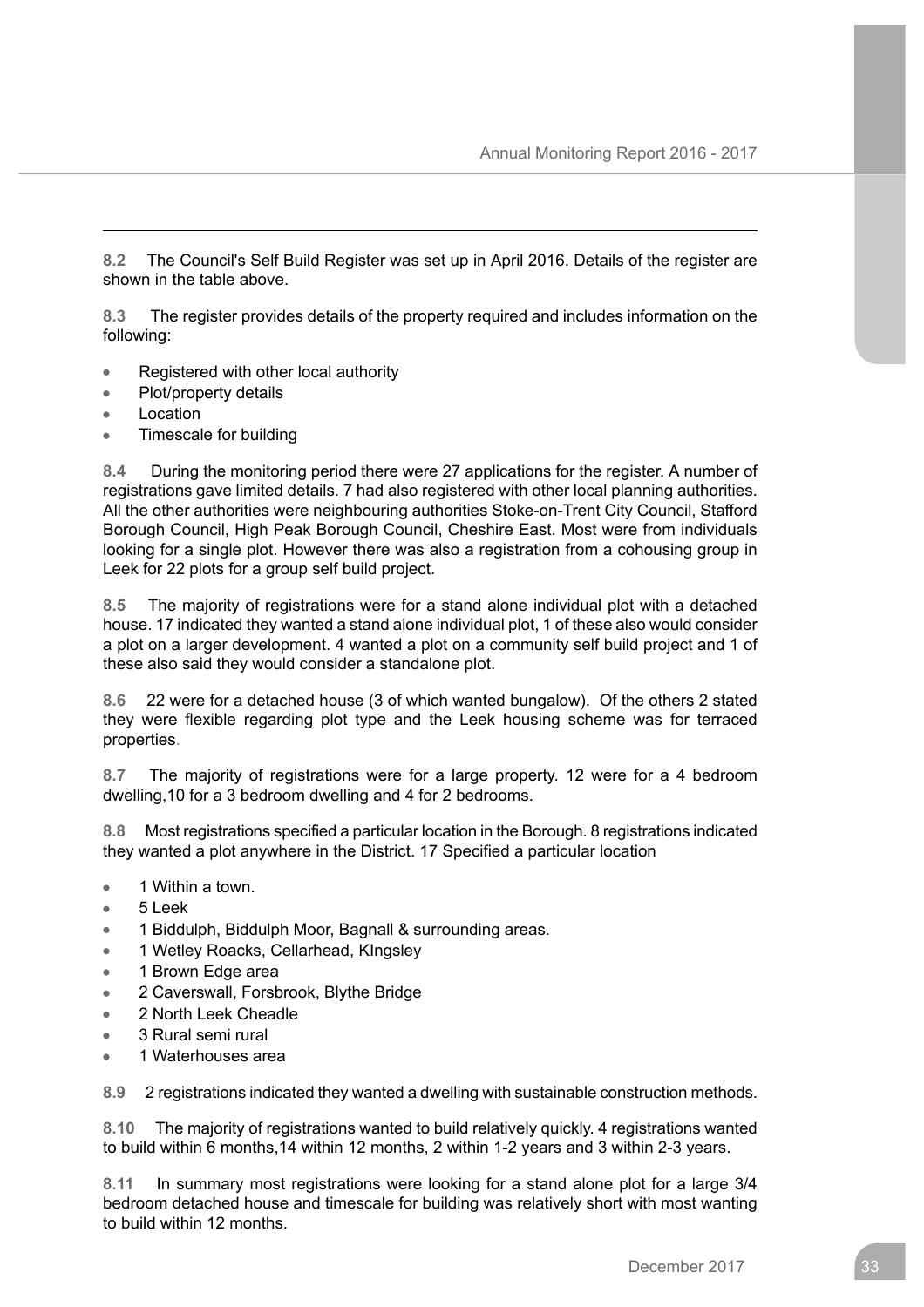**8.2** The Council's Self Build Register was set up in April 2016. Details of the register are shown in the table above.

**8.3** The register provides details of the property required and includes information on the following:

- Registered with other local authority
- Plot/property details
- Location
- Timescale for building

**8.4** During the monitoring period there were 27 applications for the register. A number of registrations gave limited details. 7 had also registered with other local planning authorities. All the other authorities were neighbouring authorities Stoke-on-Trent City Council, Stafford Borough Council, High Peak Borough Council, Cheshire East. Most were from individuals looking for a single plot. However there was also a registration from a cohousing group in Leek for 22 plots for a group self build project.

**8.5** The majority of registrations were for a stand alone individual plot with a detached house. 17 indicated they wanted a stand alone individual plot, 1 of these also would consider a plot on a larger development. 4 wanted a plot on a community self build project and 1 of these also said they would consider a standalone plot.

**8.6** 22 were for a detached house (3 of which wanted bungalow). Of the others 2 stated they were flexible regarding plot type and the Leek housing scheme was for terraced properties.

**8.7** The majority of registrations were for a large property. 12 were for a 4 bedroom dwelling,10 for a 3 bedroom dwelling and 4 for 2 bedrooms.

**8.8** Most registrations specified a particular location in the Borough. 8 registrations indicated they wanted a plot anywhere in the District. 17 Specified a particular location

- 1 Within a town.
- 5 Leek
- 1 Biddulph, Biddulph Moor, Bagnall & surrounding areas.
- 1 Wetley Roacks, Cellarhead, KIngsley
- 1 Brown Edge area
- 2 Caverswall, Forsbrook, Blythe Bridge
- 2 North Leek Cheadle
- 3 Rural semi rural
- 1 Waterhouses area

**8.9** 2 registrations indicated they wanted a dwelling with sustainable construction methods.

**8.10** The majority of registrations wanted to build relatively quickly. 4 registrations wanted to build within 6 months,14 within 12 months, 2 within 1-2 years and 3 within 2-3 years.

**8.11** In summary most registrations were looking for a stand alone plot for a large 3/4 bedroom detached house and timescale for building was relatively short with most wanting to build within 12 months.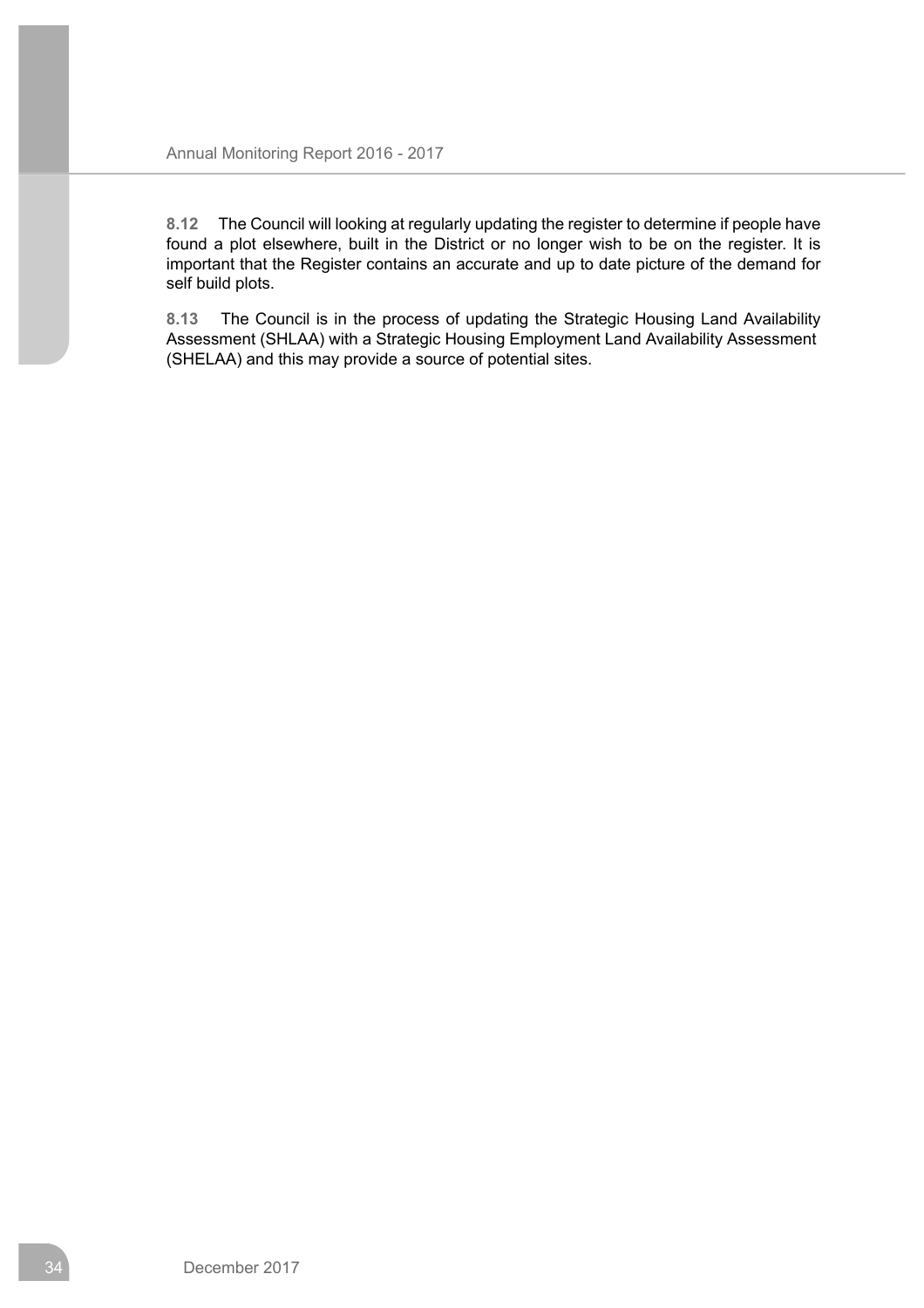**8.12** The Council will looking at regularly updating the register to determine if people have found a plot elsewhere, built in the District or no longer wish to be on the register. It is important that the Register contains an accurate and up to date picture of the demand for self build plots.

**8.13** The Council is in the process of updating the Strategic Housing Land Availability Assessment (SHLAA) with a Strategic Housing Employment Land Availability Assessment (SHELAA) and this may provide a source of potential sites.